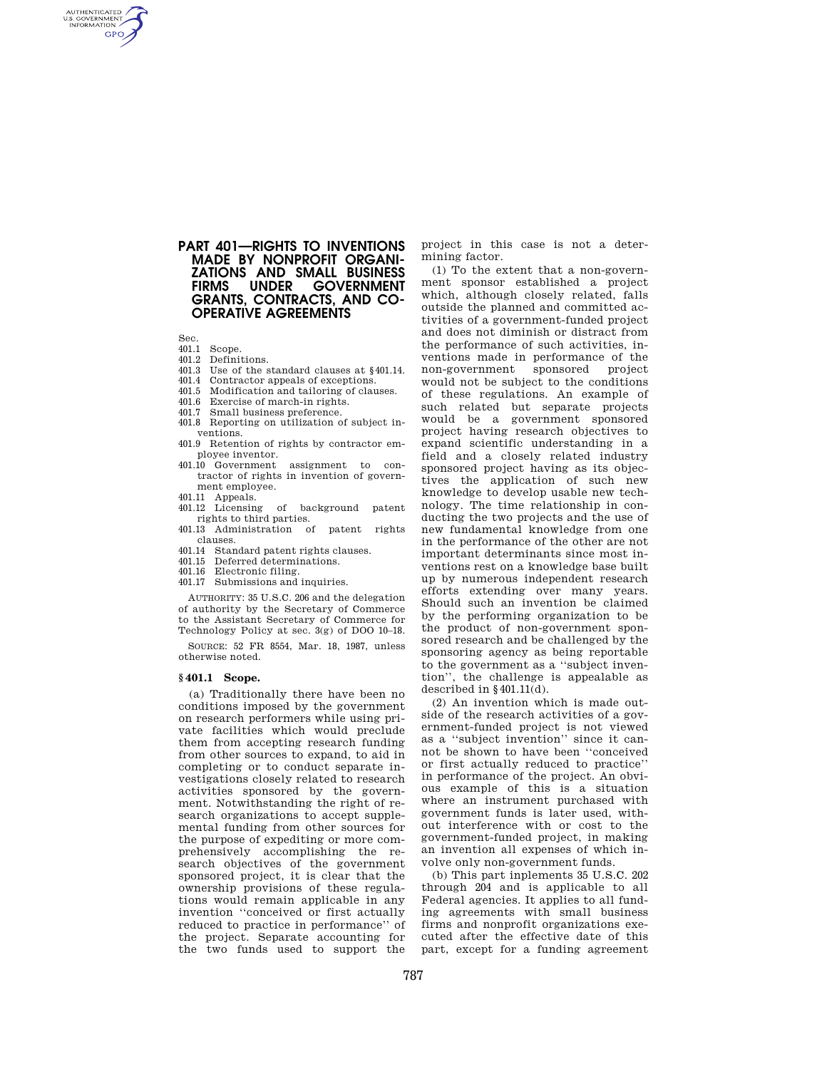# PART 401—RIGHTS TO INVENTIONS MADE BY NONPROFIT ORGANIZATIONS AND SMALL BUSINESS FIRMS UNDER GOVERNMENT GRANTS, CONTRACTS, AND COOPERATIVE AGREEMENTS

Sec.
- 401.1 Scope.
- 401.2 Definitions.
- 401.3 Use of the standard clauses at §401.14.
- 401.4 Contractor appeals of exceptions.
- 401.5 Modification and tailoring of clauses.
- 401.6 Exercise of march-in rights.
- 401.7 Small business preference.
- 401.8 Reporting on utilization of subject inventions.
- 401.9 Retention of rights by contractor employee inventor.
- 401.10 Government assignment to contractor of rights in invention of government employee.
- 401.11 Appeals.
- 401.12 Licensing of background patent rights to third parties.
- 401.13 Administration of patent rights clauses.
- 401.14 Standard patent rights clauses.
- 401.15 Deferred determinations.
- 401.16 Electronic filing.
- 401.17 Submissions and inquiries.

AUTHORITY: 35 U.S.C. 206 and the delegation of authority by the Secretary of Commerce to the Assistant Secretary of Commerce for Technology Policy at sec. 3(g) of DOO 10–18.

SOURCE: 52 FR 8554, Mar. 18, 1987, unless otherwise noted.

## §401.1 Scope.

(a) Traditionally there have been no conditions imposed by the government on research performers while using private facilities which would preclude them from accepting research funding from other sources to expand, to aid in completing or to conduct separate investigations closely related to research activities sponsored by the government. Notwithstanding the right of research organizations to accept supplemental funding from other sources for the purpose of expediting or more comprehensively accomplishing the research objectives of the government sponsored project, it is clear that the ownership provisions of these regulations would remain applicable in any invention "conceived or first actually reduced to practice in performance" of the project. Separate accounting for the two funds used to support the project in this case is not a determining factor.

(1) To the extent that a non-government sponsor established a project which, although closely related, falls outside the planned and committed activities of a government-funded project and does not diminish or distract from the performance of such activities, inventions made in performance of the non-government sponsored project would not be subject to the conditions of these regulations. An example of such related but separate projects would be a government sponsored project having research objectives to expand scientific understanding in a field and a closely related industry sponsored project having as its objectives the application of such new knowledge to develop usable new technology. The time relationship in conducting the two projects and the use of new fundamental knowledge from one in the performance of the other are not important determinants since most inventions rest on a knowledge base built up by numerous independent research efforts extending over many years. Should such an invention be claimed by the performing organization to be the product of non-government sponsored research and be challenged by the sponsoring agency as being reportable to the government as a "subject invention", the challenge is appealable as described in §401.11(d).

(2) An invention which is made outside of the research activities of a government-funded project is not viewed as a "subject invention" since it cannot be shown to have been "conceived or first actually reduced to practice" in performance of the project. An obvious example of this is a situation where an instrument purchased with government funds is later used, without interference with or cost to the government-funded project, in making an invention all expenses of which involve only non-government funds.

(b) This part inplements 35 U.S.C. 202 through 204 and is applicable to all Federal agencies. It applies to all funding agreements with small business firms and nonprofit organizations executed after the effective date of this part, except for a funding agreement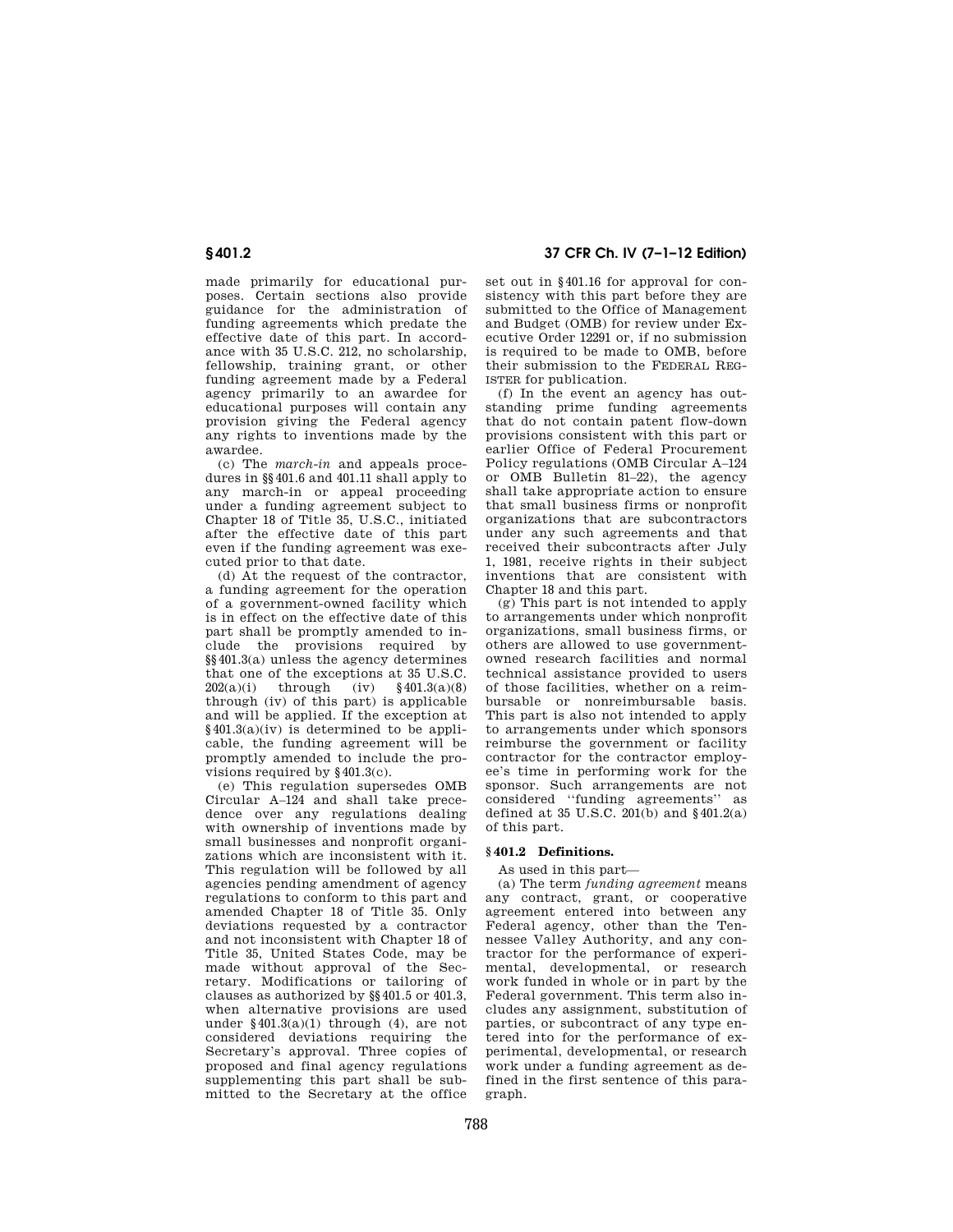made primarily for educational purposes. Certain sections also provide guidance for the administration of funding agreements which predate the effective date of this part. In accordance with 35 U.S.C. 212, no scholarship, fellowship, training grant, or other funding agreement made by a Federal agency primarily to an awardee for educational purposes will contain any provision giving the Federal agency any rights to inventions made by the awardee.

(c) The *march-in* and appeals procedures in §§ 401.6 and 401.11 shall apply to any march-in or appeal proceeding under a funding agreement subject to Chapter 18 of Title 35, U.S.C., initiated after the effective date of this part even if the funding agreement was executed prior to that date.

(d) At the request of the contractor, a funding agreement for the operation of a government-owned facility which is in effect on the effective date of this part shall be promptly amended to include the provisions required by §§ 401.3(a) unless the agency determines that one of the exceptions at 35 U.S.C. 202(a)(i) through (iv) § 401.3(a)(8) through (iv) of this part) is applicable and will be applied. If the exception at § 401.3(a)(iv) is determined to be applicable, the funding agreement will be promptly amended to include the provisions required by § 401.3(c).

(e) This regulation supersedes OMB Circular A–124 and shall take precedence over any regulations dealing with ownership of inventions made by small businesses and nonprofit organizations which are inconsistent with it. This regulation will be followed by all agencies pending amendment of agency regulations to conform to this part and amended Chapter 18 of Title 35. Only deviations requested by a contractor and not inconsistent with Chapter 18 of Title 35, United States Code, may be made without approval of the Secretary. Modifications or tailoring of clauses as authorized by §§ 401.5 or 401.3, when alternative provisions are used under § 401.3(a)(1) through (4), are not considered deviations requiring the Secretary's approval. Three copies of proposed and final agency regulations supplementing this part shall be submitted to the Secretary at the office set out in § 401.16 for approval for consistency with this part before they are submitted to the Office of Management and Budget (OMB) for review under Executive Order 12291 or, if no submission is required to be made to OMB, before their submission to the FEDERAL REGISTER for publication.

(f) In the event an agency has outstanding prime funding agreements that do not contain patent flow-down provisions consistent with this part or earlier Office of Federal Procurement Policy regulations (OMB Circular A–124 or OMB Bulletin 81–22), the agency shall take appropriate action to ensure that small business firms or nonprofit organizations that are subcontractors under any such agreements and that received their subcontracts after July 1, 1981, receive rights in their subject inventions that are consistent with Chapter 18 and this part.

(g) This part is not intended to apply to arrangements under which nonprofit organizations, small business firms, or others are allowed to use government-owned research facilities and normal technical assistance provided to users of those facilities, whether on a reimbursable or nonreimbursable basis. This part is also not intended to apply to arrangements under which sponsors reimburse the government or facility contractor for the contractor employee's time in performing work for the sponsor. Such arrangements are not considered ''funding agreements'' as defined at 35 U.S.C. 201(b) and § 401.2(a) of this part.

### § 401.2 Definitions.

As used in this part—

(a) The term *funding agreement* means any contract, grant, or cooperative agreement entered into between any Federal agency, other than the Tennessee Valley Authority, and any contractor for the performance of experimental, developmental, or research work funded in whole or in part by the Federal government. This term also includes any assignment, substitution of parties, or subcontract of any type entered into for the performance of experimental, developmental, or research work under a funding agreement as defined in the first sentence of this paragraph.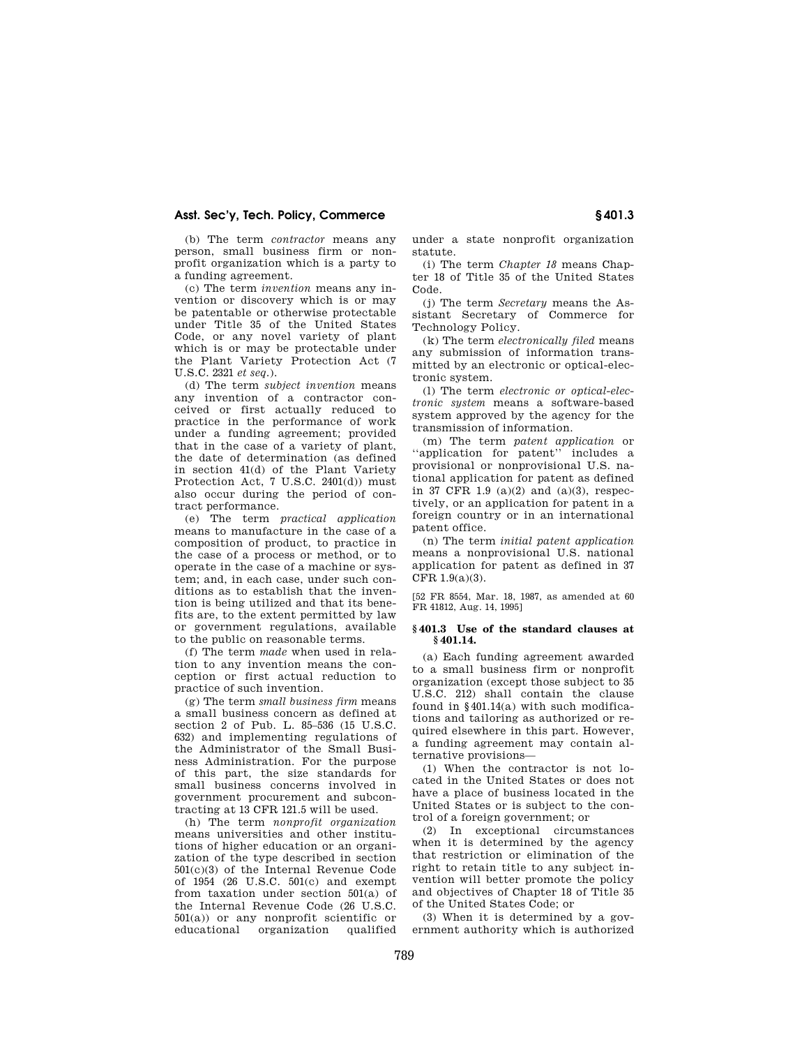(b) The term *contractor* means any person, small business firm or nonprofit organization which is a party to a funding agreement.

(c) The term *invention* means any invention or discovery which is or may be patentable or otherwise protectable under Title 35 of the United States Code, or any novel variety of plant which is or may be protectable under the Plant Variety Protection Act (7 U.S.C. 2321 *et seq.*).

(d) The term *subject invention* means any invention of a contractor conceived or first actually reduced to practice in the performance of work under a funding agreement; provided that in the case of a variety of plant, the date of determination (as defined in section 41(d) of the Plant Variety Protection Act, 7 U.S.C. 2401(d)) must also occur during the period of contract performance.

(e) The term *practical application* means to manufacture in the case of a composition of product, to practice in the case of a process or method, or to operate in the case of a machine or system; and, in each case, under such conditions as to establish that the invention is being utilized and that its benefits are, to the extent permitted by law or government regulations, available to the public on reasonable terms.

(f) The term *made* when used in relation to any invention means the conception or first actual reduction to practice of such invention.

(g) The term *small business firm* means a small business concern as defined at section 2 of Pub. L. 85–536 (15 U.S.C. 632) and implementing regulations of the Administrator of the Small Business Administration. For the purpose of this part, the size standards for small business concerns involved in government procurement and subcontracting at 13 CFR 121.5 will be used.

(h) The term *nonprofit organization* means universities and other institutions of higher education or an organization of the type described in section 501(c)(3) of the Internal Revenue Code of 1954 (26 U.S.C. 501(c) and exempt from taxation under section 501(a) of the Internal Revenue Code (26 U.S.C. 501(a)) or any nonprofit scientific or educational organization qualified under a state nonprofit organization statute.

(i) The term *Chapter 18* means Chapter 18 of Title 35 of the United States Code.

(j) The term *Secretary* means the Assistant Secretary of Commerce for Technology Policy.

(k) The term *electronically filed* means any submission of information transmitted by an electronic or optical-electronic system.

(l) The term *electronic or optical-electronic system* means a software-based system approved by the agency for the transmission of information.

(m) The term *patent application* or ''application for patent'' includes a provisional or nonprovisional U.S. national application for patent as defined in 37 CFR 1.9 (a)(2) and (a)(3), respectively, or an application for patent in a foreign country or in an international patent office.

(n) The term *initial patent application* means a nonprovisional U.S. national application for patent as defined in 37 CFR 1.9(a)(3).

[52 FR 8554, Mar. 18, 1987, as amended at 60 FR 41812, Aug. 14, 1995]

### § 401.3 Use of the standard clauses at § 401.14.

(a) Each funding agreement awarded to a small business firm or nonprofit organization (except those subject to 35 U.S.C. 212) shall contain the clause found in § 401.14(a) with such modifications and tailoring as authorized or required elsewhere in this part. However, a funding agreement may contain alternative provisions—

(1) When the contractor is not located in the United States or does not have a place of business located in the United States or is subject to the control of a foreign government; or

(2) In exceptional circumstances when it is determined by the agency that restriction or elimination of the right to retain title to any subject invention will better promote the policy and objectives of Chapter 18 of Title 35 of the United States Code; or

(3) When it is determined by a government authority which is authorized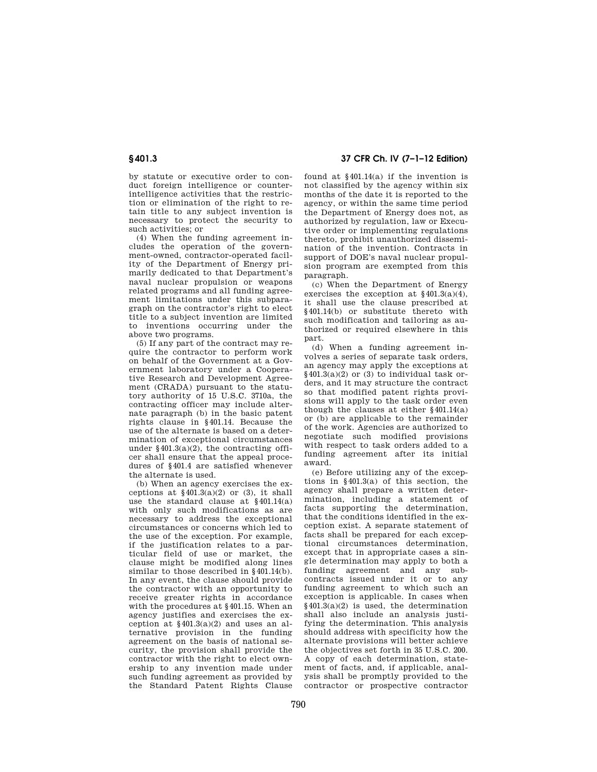by statute or executive order to conduct foreign intelligence or counterintelligence activities that the restriction or elimination of the right to retain title to any subject invention is necessary to protect the security to such activities; or

(4) When the funding agreement includes the operation of the government-owned, contractor-operated facility of the Department of Energy primarily dedicated to that Department's naval nuclear propulsion or weapons related programs and all funding agreement limitations under this subparagraph on the contractor's right to elect title to a subject invention are limited to inventions occurring under the above two programs.

(5) If any part of the contract may require the contractor to perform work on behalf of the Government at a Government laboratory under a Cooperative Research and Development Agreement (CRADA) pursuant to the statutory authority of 15 U.S.C. 3710a, the contracting officer may include alternate paragraph (b) in the basic patent rights clause in §401.14. Because the use of the alternate is based on a determination of exceptional circumstances under §401.3(a)(2), the contracting officer shall ensure that the appeal procedures of §401.4 are satisfied whenever the alternate is used.

(b) When an agency exercises the exceptions at §401.3(a)(2) or (3), it shall use the standard clause at §401.14(a) with only such modifications as are necessary to address the exceptional circumstances or concerns which led to the use of the exception. For example, if the justification relates to a particular field of use or market, the clause might be modified along lines similar to those described in §401.14(b). In any event, the clause should provide the contractor with an opportunity to receive greater rights in accordance with the procedures at §401.15. When an agency justifies and exercises the exception at §401.3(a)(2) and uses an alternative provision in the funding agreement on the basis of national security, the provision shall provide the contractor with the right to elect ownership to any invention made under such funding agreement as provided by the Standard Patent Rights Clause found at §401.14(a) if the invention is not classified by the agency within six months of the date it is reported to the agency, or within the same time period the Department of Energy does not, as authorized by regulation, law or Executive order or implementing regulations thereto, prohibit unauthorized dissemination of the invention. Contracts in support of DOE's naval nuclear propulsion program are exempted from this paragraph.

(c) When the Department of Energy exercises the exception at §401.3(a)(4), it shall use the clause prescribed at §401.14(b) or substitute thereto with such modification and tailoring as authorized or required elsewhere in this part.

(d) When a funding agreement involves a series of separate task orders, an agency may apply the exceptions at §401.3(a)(2) or (3) to individual task orders, and it may structure the contract so that modified patent rights provisions will apply to the task order even though the clauses at either §401.14(a) or (b) are applicable to the remainder of the work. Agencies are authorized to negotiate such modified provisions with respect to task orders added to a funding agreement after its initial award.

(e) Before utilizing any of the exceptions in §401.3(a) of this section, the agency shall prepare a written determination, including a statement of facts supporting the determination, that the conditions identified in the exception exist. A separate statement of facts shall be prepared for each exceptional circumstances determination, except that in appropriate cases a single determination may apply to both a funding agreement and any subcontracts issued under it or to any funding agreement to which such an exception is applicable. In cases when §401.3(a)(2) is used, the determination shall also include an analysis justifying the determination. This analysis should address with specificity how the alternate provisions will better achieve the objectives set forth in 35 U.S.C. 200. A copy of each determination, statement of facts, and, if applicable, analysis shall be promptly provided to the contractor or prospective contractor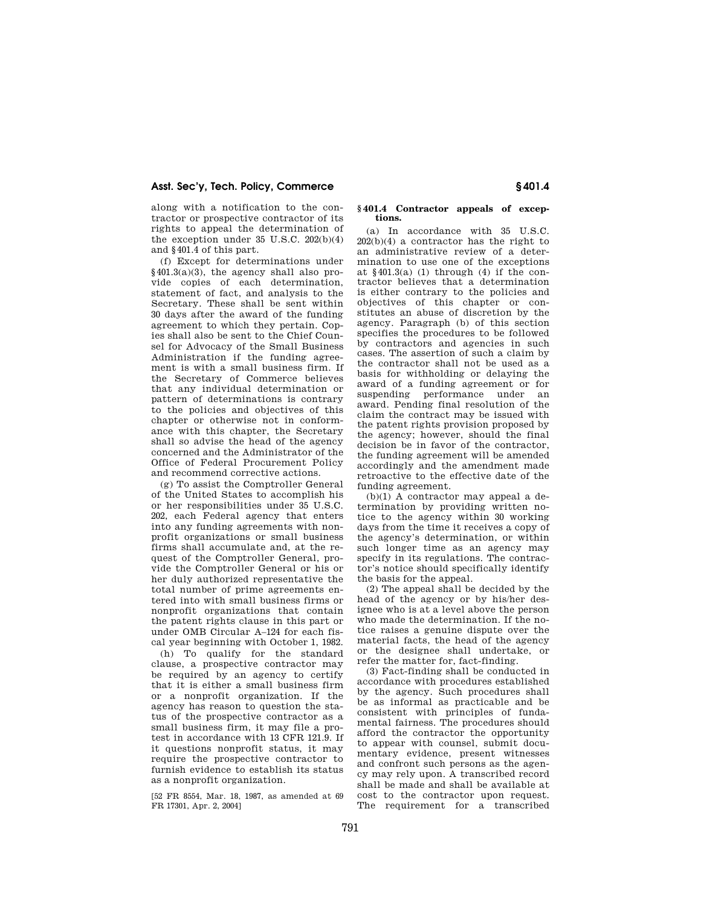along with a notification to the contractor or prospective contractor of its rights to appeal the determination of the exception under 35 U.S.C. 202(b)(4) and §401.4 of this part.

(f) Except for determinations under §401.3(a)(3), the agency shall also provide copies of each determination, statement of fact, and analysis to the Secretary. These shall be sent within 30 days after the award of the funding agreement to which they pertain. Copies shall also be sent to the Chief Counsel for Advocacy of the Small Business Administration if the funding agreement is with a small business firm. If the Secretary of Commerce believes that any individual determination or pattern of determinations is contrary to the policies and objectives of this chapter or otherwise not in conformance with this chapter, the Secretary shall so advise the head of the agency concerned and the Administrator of the Office of Federal Procurement Policy and recommend corrective actions.

(g) To assist the Comptroller General of the United States to accomplish his or her responsibilities under 35 U.S.C. 202, each Federal agency that enters into any funding agreements with nonprofit organizations or small business firms shall accumulate and, at the request of the Comptroller General, provide the Comptroller General or his or her duly authorized representative the total number of prime agreements entered into with small business firms or nonprofit organizations that contain the patent rights clause in this part or under OMB Circular A–124 for each fiscal year beginning with October 1, 1982.

(h) To qualify for the standard clause, a prospective contractor may be required by an agency to certify that it is either a small business firm or a nonprofit organization. If the agency has reason to question the status of the prospective contractor as a small business firm, it may file a protest in accordance with 13 CFR 121.9. If it questions nonprofit status, it may require the prospective contractor to furnish evidence to establish its status as a nonprofit organization.

[52 FR 8554, Mar. 18, 1987, as amended at 69 FR 17301, Apr. 2, 2004]

### §401.4 Contractor appeals of exceptions.

(a) In accordance with 35 U.S.C. 202(b)(4) a contractor has the right to an administrative review of a determination to use one of the exceptions at §401.3(a) (1) through (4) if the contractor believes that a determination is either contrary to the policies and objectives of this chapter or constitutes an abuse of discretion by the agency. Paragraph (b) of this section specifies the procedures to be followed by contractors and agencies in such cases. The assertion of such a claim by the contractor shall not be used as a basis for withholding or delaying the award of a funding agreement or for suspending performance under an award. Pending final resolution of the claim the contract may be issued with the patent rights provision proposed by the agency; however, should the final decision be in favor of the contractor, the funding agreement will be amended accordingly and the amendment made retroactive to the effective date of the funding agreement.

(b)(1) A contractor may appeal a determination by providing written notice to the agency within 30 working days from the time it receives a copy of the agency's determination, or within such longer time as an agency may specify in its regulations. The contractor's notice should specifically identify the basis for the appeal.

(2) The appeal shall be decided by the head of the agency or by his/her designee who is at a level above the person who made the determination. If the notice raises a genuine dispute over the material facts, the head of the agency or the designee shall undertake, or refer the matter for, fact-finding.

(3) Fact-finding shall be conducted in accordance with procedures established by the agency. Such procedures shall be as informal as practicable and be consistent with principles of fundamental fairness. The procedures should afford the contractor the opportunity to appear with counsel, submit documentary evidence, present witnesses and confront such persons as the agency may rely upon. A transcribed record shall be made and shall be available at cost to the contractor upon request. The requirement for a transcribed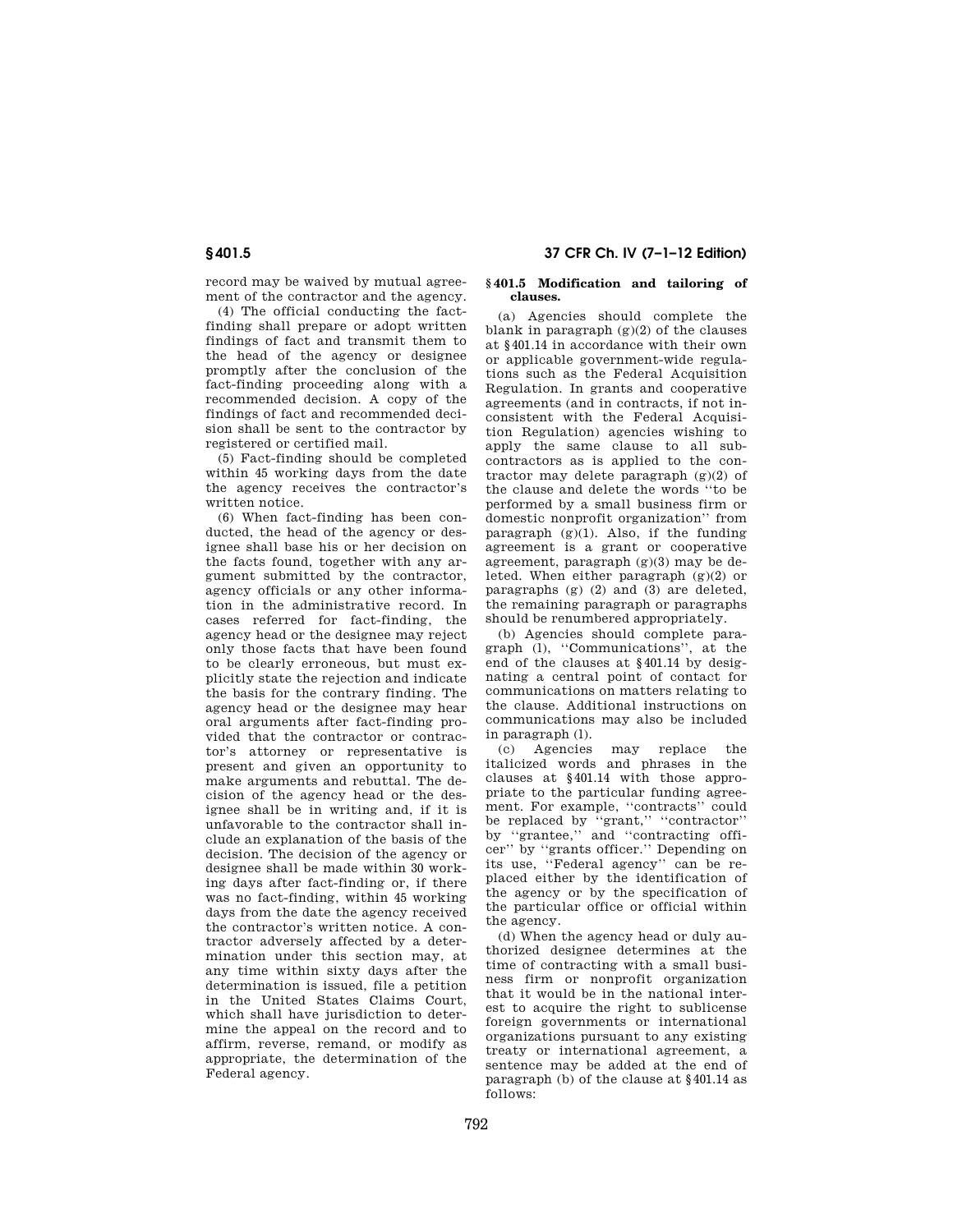record may be waived by mutual agreement of the contractor and the agency.

(4) The official conducting the fact-finding shall prepare or adopt written findings of fact and transmit them to the head of the agency or designee promptly after the conclusion of the fact-finding proceeding along with a recommended decision. A copy of the findings of fact and recommended decision shall be sent to the contractor by registered or certified mail.

(5) Fact-finding should be completed within 45 working days from the date the agency receives the contractor's written notice.

(6) When fact-finding has been conducted, the head of the agency or designee shall base his or her decision on the facts found, together with any argument submitted by the contractor, agency officials or any other information in the administrative record. In cases referred for fact-finding, the agency head or the designee may reject only those facts that have been found to be clearly erroneous, but must explicitly state the rejection and indicate the basis for the contrary finding. The agency head or the designee may hear oral arguments after fact-finding provided that the contractor or contractor's attorney or representative is present and given an opportunity to make arguments and rebuttal. The decision of the agency head or the designee shall be in writing and, if it is unfavorable to the contractor shall include an explanation of the basis of the decision. The decision of the agency or designee shall be made within 30 working days after fact-finding or, if there was no fact-finding, within 45 working days from the date the agency received the contractor's written notice. A contractor adversely affected by a determination under this section may, at any time within sixty days after the determination is issued, file a petition in the United States Claims Court, which shall have jurisdiction to determine the appeal on the record and to affirm, reverse, remand, or modify as appropriate, the determination of the Federal agency.

### § 401.5 Modification and tailoring of clauses.

(a) Agencies should complete the blank in paragraph (g)(2) of the clauses at § 401.14 in accordance with their own or applicable government-wide regulations such as the Federal Acquisition Regulation. In grants and cooperative agreements (and in contracts, if not inconsistent with the Federal Acquisition Regulation) agencies wishing to apply the same clause to all subcontractors as is applied to the contractor may delete paragraph (g)(2) of the clause and delete the words "to be performed by a small business firm or domestic nonprofit organization" from paragraph (g)(1). Also, if the funding agreement is a grant or cooperative agreement, paragraph (g)(3) may be deleted. When either paragraph (g)(2) or paragraphs (g) (2) and (3) are deleted, the remaining paragraph or paragraphs should be renumbered appropriately.

(b) Agencies should complete paragraph (l), "Communications", at the end of the clauses at § 401.14 by designating a central point of contact for communications on matters relating to the clause. Additional instructions on communications may also be included in paragraph (l).

(c) Agencies may replace the italicized words and phrases in the clauses at § 401.14 with those appropriate to the particular funding agreement. For example, "contracts" could be replaced by "grant," "contractor" by "grantee," and "contracting officer" by "grants officer." Depending on its use, "Federal agency" can be replaced either by the identification of the agency or by the specification of the particular office or official within the agency.

(d) When the agency head or duly authorized designee determines at the time of contracting with a small business firm or nonprofit organization that it would be in the national interest to acquire the right to sublicense foreign governments or international organizations pursuant to any existing treaty or international agreement, a sentence may be added at the end of paragraph (b) of the clause at § 401.14 as follows: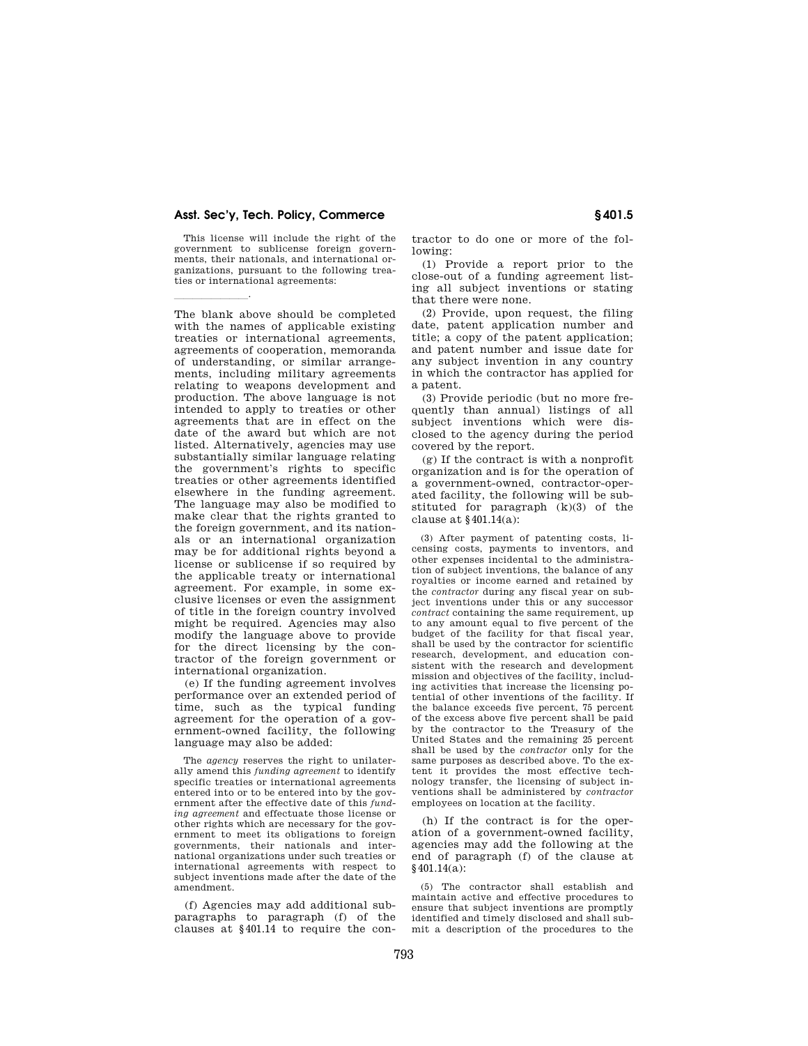This license will include the right of the government to sublicense foreign governments, their nationals, and international organizations, pursuant to the following treaties or international agreements:

\_\_\_\_\_\_\_\_\_\_\_\_\_\_.

The blank above should be completed with the names of applicable existing treaties or international agreements, agreements of cooperation, memoranda of understanding, or similar arrangements, including military agreements relating to weapons development and production. The above language is not intended to apply to treaties or other agreements that are in effect on the date of the award but which are not listed. Alternatively, agencies may use substantially similar language relating the government's rights to specific treaties or other agreements identified elsewhere in the funding agreement. The language may also be modified to make clear that the rights granted to the foreign government, and its nationals or an international organization may be for additional rights beyond a license or sublicense if so required by the applicable treaty or international agreement. For example, in some exclusive licenses or even the assignment of title in the foreign country involved might be required. Agencies may also modify the language above to provide for the direct licensing by the contractor of the foreign government or international organization.

(e) If the funding agreement involves performance over an extended period of time, such as the typical funding agreement for the operation of a government-owned facility, the following language may also be added:

> The *agency* reserves the right to unilaterally amend this *funding agreement* to identify specific treaties or international agreements entered into or to be entered into by the government after the effective date of this *funding agreement* and effectuate those license or other rights which are necessary for the government to meet its obligations to foreign governments, their nationals and international organizations under such treaties or international agreements with respect to subject inventions made after the date of the amendment.

(f) Agencies may add additional subparagraphs to paragraph (f) of the clauses at §401.14 to require the contractor to do one or more of the following:

(1) Provide a report prior to the close-out of a funding agreement listing all subject inventions or stating that there were none.

(2) Provide, upon request, the filing date, patent application number and title; a copy of the patent application; and patent number and issue date for any subject invention in any country in which the contractor has applied for a patent.

(3) Provide periodic (but no more frequently than annual) listings of all subject inventions which were disclosed to the agency during the period covered by the report.

(g) If the contract is with a nonprofit organization and is for the operation of a government-owned, contractor-operated facility, the following will be substituted for paragraph (k)(3) of the clause at §401.14(a):

> (3) After payment of patenting costs, licensing costs, payments to inventors, and other expenses incidental to the administration of subject inventions, the balance of any royalties or income earned and retained by the *contractor* during any fiscal year on subject inventions under this or any successor *contract* containing the same requirement, up to any amount equal to five percent of the budget of the facility for that fiscal year, shall be used by the contractor for scientific research, development, and education consistent with the research and development mission and objectives of the facility, including activities that increase the licensing potential of other inventions of the facility. If the balance exceeds five percent, 75 percent of the excess above five percent shall be paid by the contractor to the Treasury of the United States and the remaining 25 percent shall be used by the *contractor* only for the same purposes as described above. To the extent it provides the most effective technology transfer, the licensing of subject inventions shall be administered by *contractor* employees on location at the facility.

(h) If the contract is for the operation of a government-owned facility, agencies may add the following at the end of paragraph (f) of the clause at §401.14(a):

> (5) The contractor shall establish and maintain active and effective procedures to ensure that subject inventions are promptly identified and timely disclosed and shall submit a description of the procedures to the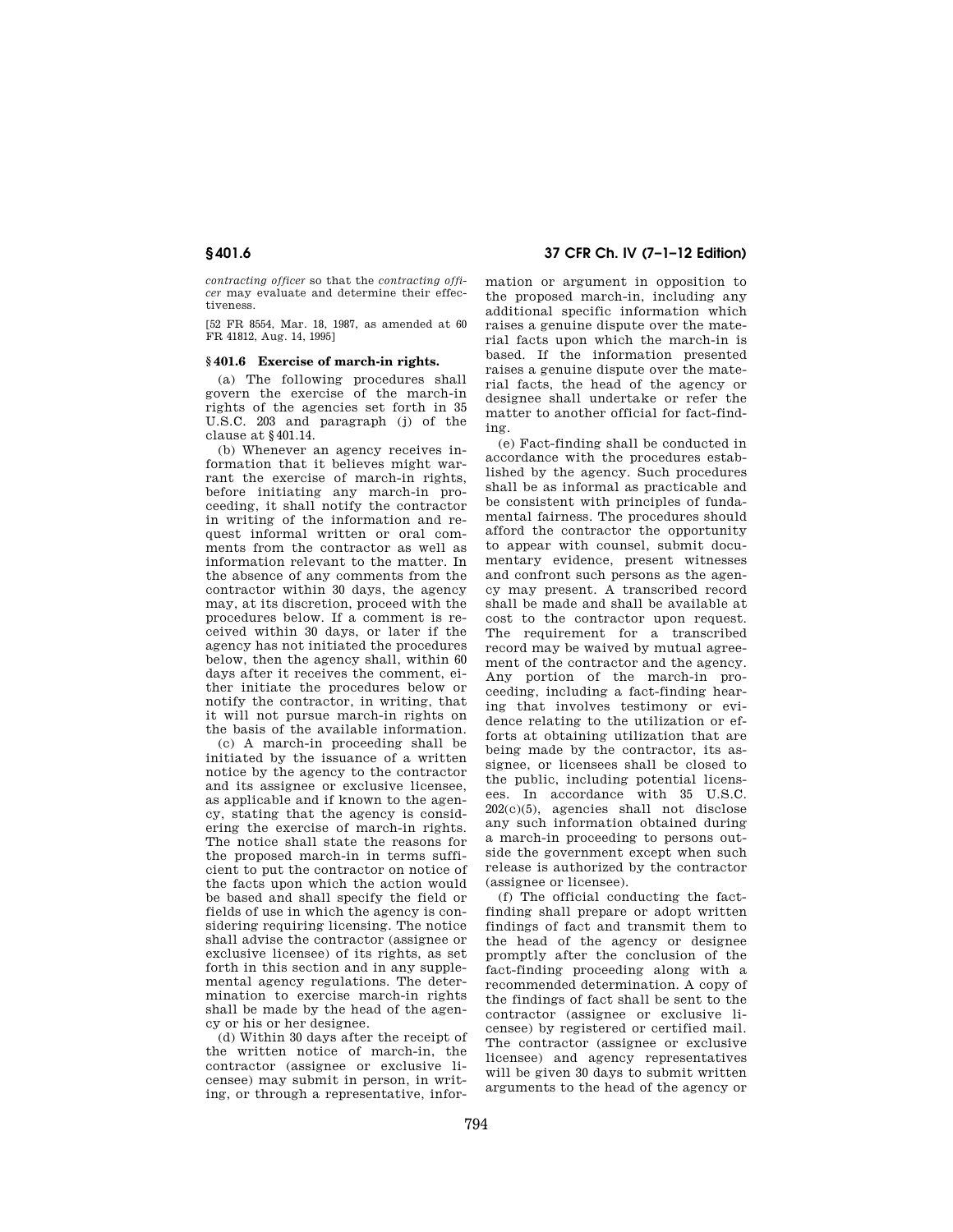*contracting officer* so that the *contracting officer* may evaluate and determine their effectiveness.

[52 FR 8554, Mar. 18, 1987, as amended at 60 FR 41812, Aug. 14, 1995]

### § 401.6 Exercise of march-in rights.

(a) The following procedures shall govern the exercise of the march-in rights of the agencies set forth in 35 U.S.C. 203 and paragraph (j) of the clause at § 401.14.

(b) Whenever an agency receives information that it believes might warrant the exercise of march-in rights, before initiating any march-in proceeding, it shall notify the contractor in writing of the information and request informal written or oral comments from the contractor as well as information relevant to the matter. In the absence of any comments from the contractor within 30 days, the agency may, at its discretion, proceed with the procedures below. If a comment is received within 30 days, or later if the agency has not initiated the procedures below, then the agency shall, within 60 days after it receives the comment, either initiate the procedures below or notify the contractor, in writing, that it will not pursue march-in rights on the basis of the available information.

(c) A march-in proceeding shall be initiated by the issuance of a written notice by the agency to the contractor and its assignee or exclusive licensee, as applicable and if known to the agency, stating that the agency is considering the exercise of march-in rights. The notice shall state the reasons for the proposed march-in in terms sufficient to put the contractor on notice of the facts upon which the action would be based and shall specify the field or fields of use in which the agency is considering requiring licensing. The notice shall advise the contractor (assignee or exclusive licensee) of its rights, as set forth in this section and in any supplemental agency regulations. The determination to exercise march-in rights shall be made by the head of the agency or his or her designee.

(d) Within 30 days after the receipt of the written notice of march-in, the contractor (assignee or exclusive licensee) may submit in person, in writing, or through a representative, information or argument in opposition to the proposed march-in, including any additional specific information which raises a genuine dispute over the material facts upon which the march-in is based. If the information presented raises a genuine dispute over the material facts, the head of the agency or designee shall undertake or refer the matter to another official for fact-finding.

(e) Fact-finding shall be conducted in accordance with the procedures established by the agency. Such procedures shall be as informal as practicable and be consistent with principles of fundamental fairness. The procedures should afford the contractor the opportunity to appear with counsel, submit documentary evidence, present witnesses and confront such persons as the agency may present. A transcribed record shall be made and shall be available at cost to the contractor upon request. The requirement for a transcribed record may be waived by mutual agreement of the contractor and the agency. Any portion of the march-in proceeding, including a fact-finding hearing that involves testimony or evidence relating to the utilization or efforts at obtaining utilization that are being made by the contractor, its assignee, or licensees shall be closed to the public, including potential licensees. In accordance with 35 U.S.C. 202(c)(5), agencies shall not disclose any such information obtained during a march-in proceeding to persons outside the government except when such release is authorized by the contractor (assignee or licensee).

(f) The official conducting the fact-finding shall prepare or adopt written findings of fact and transmit them to the head of the agency or designee promptly after the conclusion of the fact-finding proceeding along with a recommended determination. A copy of the findings of fact shall be sent to the contractor (assignee or exclusive licensee) by registered or certified mail. The contractor (assignee or exclusive licensee) and agency representatives will be given 30 days to submit written arguments to the head of the agency or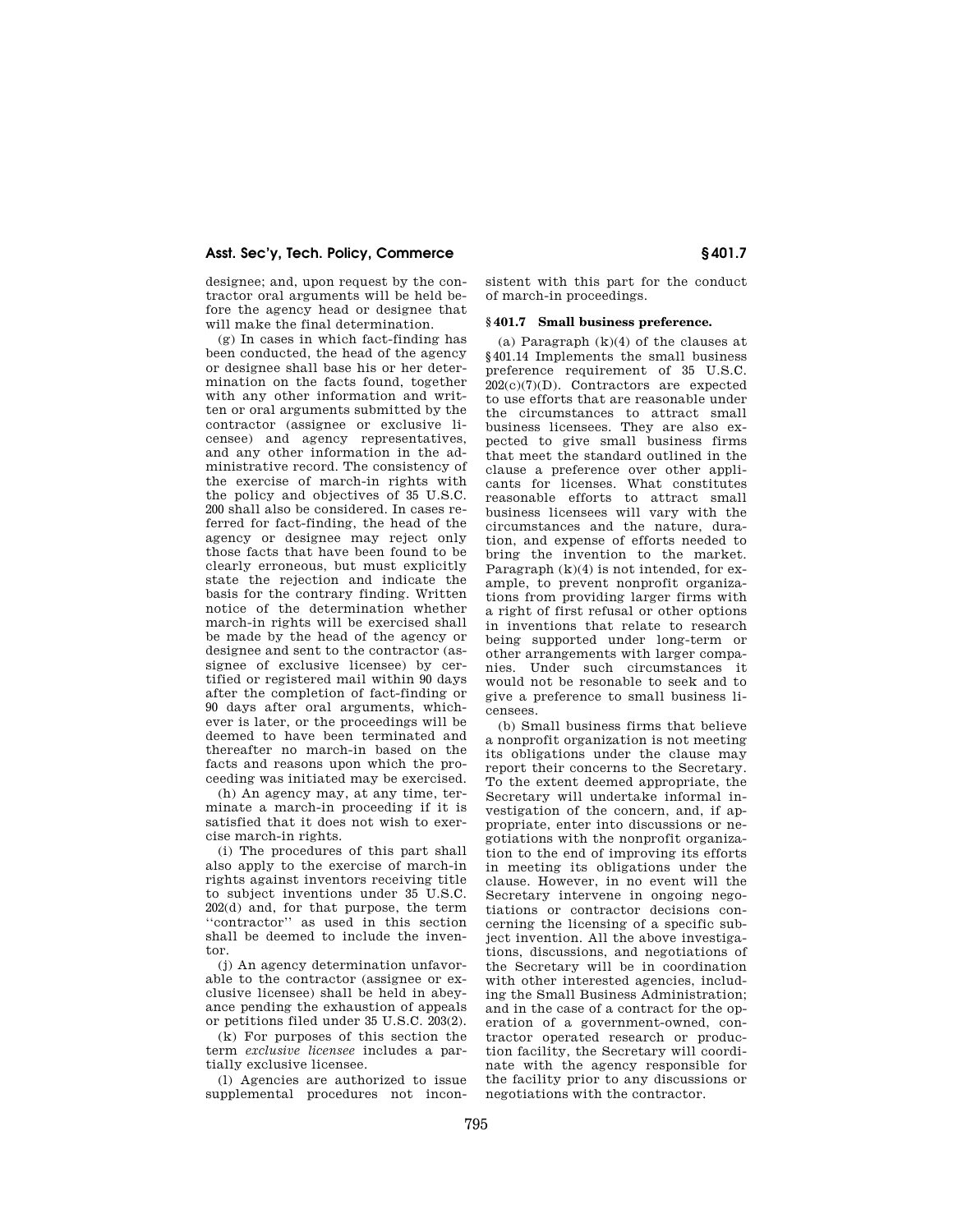designee; and, upon request by the contractor oral arguments will be held before the agency head or designee that will make the final determination.

(g) In cases in which fact-finding has been conducted, the head of the agency or designee shall base his or her determination on the facts found, together with any other information and written or oral arguments submitted by the contractor (assignee or exclusive licensee) and agency representatives, and any other information in the administrative record. The consistency of the exercise of march-in rights with the policy and objectives of 35 U.S.C. 200 shall also be considered. In cases referred for fact-finding, the head of the agency or designee may reject only those facts that have been found to be clearly erroneous, but must explicitly state the rejection and indicate the basis for the contrary finding. Written notice of the determination whether march-in rights will be exercised shall be made by the head of the agency or designee and sent to the contractor (assignee of exclusive licensee) by certified or registered mail within 90 days after the completion of fact-finding or 90 days after oral arguments, whichever is later, or the proceedings will be deemed to have been terminated and thereafter no march-in based on the facts and reasons upon which the proceeding was initiated may be exercised.

(h) An agency may, at any time, terminate a march-in proceeding if it is satisfied that it does not wish to exercise march-in rights.

(i) The procedures of this part shall also apply to the exercise of march-in rights against inventors receiving title to subject inventions under 35 U.S.C. 202(d) and, for that purpose, the term "contractor" as used in this section shall be deemed to include the inventor.

(j) An agency determination unfavorable to the contractor (assignee or exclusive licensee) shall be held in abeyance pending the exhaustion of appeals or petitions filed under 35 U.S.C. 203(2).

(k) For purposes of this section the term *exclusive licensee* includes a partially exclusive licensee.

(l) Agencies are authorized to issue supplemental procedures not inconsistent with this part for the conduct of march-in proceedings.

### § 401.7 Small business preference.

(a) Paragraph (k)(4) of the clauses at § 401.14 Implements the small business preference requirement of 35 U.S.C. 202(c)(7)(D). Contractors are expected to use efforts that are reasonable under the circumstances to attract small business licensees. They are also expected to give small business firms that meet the standard outlined in the clause a preference over other applicants for licenses. What constitutes reasonable efforts to attract small business licensees will vary with the circumstances and the nature, duration, and expense of efforts needed to bring the invention to the market. Paragraph (k)(4) is not intended, for example, to prevent nonprofit organizations from providing larger firms with a right of first refusal or other options in inventions that relate to research being supported under long-term or other arrangements with larger companies. Under such circumstances it would not be resonable to seek and to give a preference to small business licensees.

(b) Small business firms that believe a nonprofit organization is not meeting its obligations under the clause may report their concerns to the Secretary. To the extent deemed appropriate, the Secretary will undertake informal investigation of the concern, and, if appropriate, enter into discussions or negotiations with the nonprofit organization to the end of improving its efforts in meeting its obligations under the clause. However, in no event will the Secretary intervene in ongoing negotiations or contractor decisions concerning the licensing of a specific subject invention. All the above investigations, discussions, and negotiations of the Secretary will be in coordination with other interested agencies, including the Small Business Administration; and in the case of a contract for the operation of a government-owned, contractor operated research or production facility, the Secretary will coordinate with the agency responsible for the facility prior to any discussions or negotiations with the contractor.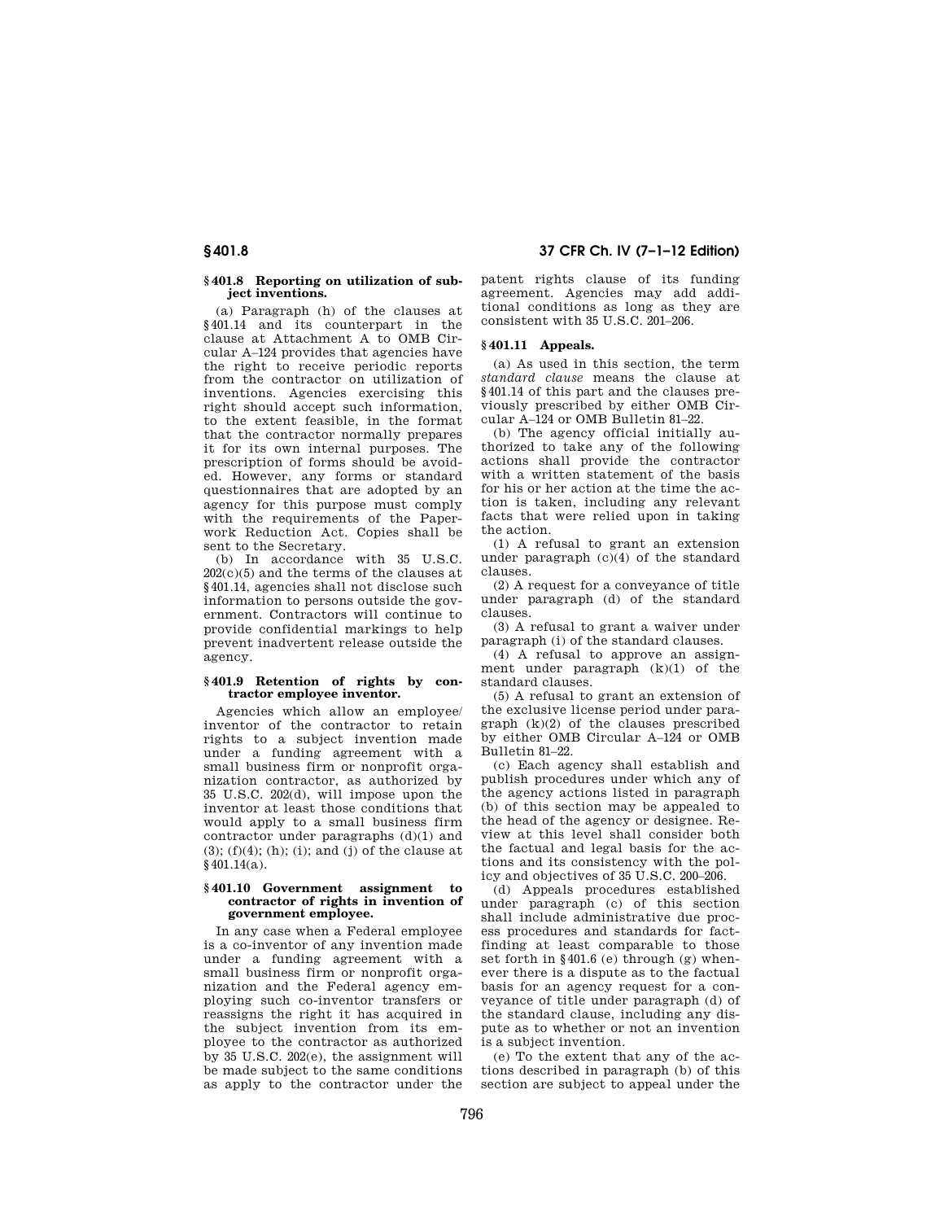### § 401.8 Reporting on utilization of subject inventions.

(a) Paragraph (h) of the clauses at § 401.14 and its counterpart in the clause at Attachment A to OMB Circular A–124 provides that agencies have the right to receive periodic reports from the contractor on utilization of inventions. Agencies exercising this right should accept such information, to the extent feasible, in the format that the contractor normally prepares it for its own internal purposes. The prescription of forms should be avoided. However, any forms or standard questionnaires that are adopted by an agency for this purpose must comply with the requirements of the Paperwork Reduction Act. Copies shall be sent to the Secretary.

(b) In accordance with 35 U.S.C. 202(c)(5) and the terms of the clauses at § 401.14, agencies shall not disclose such information to persons outside the government. Contractors will continue to provide confidential markings to help prevent inadvertent release outside the agency.

### § 401.9 Retention of rights by contractor employee inventor.

Agencies which allow an employee/inventor of the contractor to retain rights to a subject invention made under a funding agreement with a small business firm or nonprofit organization contractor, as authorized by 35 U.S.C. 202(d), will impose upon the inventor at least those conditions that would apply to a small business firm contractor under paragraphs (d)(1) and (3); (f)(4); (h); (i); and (j) of the clause at § 401.14(a).

### § 401.10 Government assignment to contractor of rights in invention of government employee.

In any case when a Federal employee is a co-inventor of any invention made under a funding agreement with a small business firm or nonprofit organization and the Federal agency employing such co-inventor transfers or reassigns the right it has acquired in the subject invention from its employee to the contractor as authorized by 35 U.S.C. 202(e), the assignment will be made subject to the same conditions as apply to the contractor under the patent rights clause of its funding agreement. Agencies may add additional conditions as long as they are consistent with 35 U.S.C. 201–206.

### § 401.11 Appeals.

(a) As used in this section, the term *standard clause* means the clause at § 401.14 of this part and the clauses previously prescribed by either OMB Circular A–124 or OMB Bulletin 81–22.

(b) The agency official initially authorized to take any of the following actions shall provide the contractor with a written statement of the basis for his or her action at the time the action is taken, including any relevant facts that were relied upon in taking the action.

(1) A refusal to grant an extension under paragraph (c)(4) of the standard clauses.

(2) A request for a conveyance of title under paragraph (d) of the standard clauses.

(3) A refusal to grant a waiver under paragraph (i) of the standard clauses.

(4) A refusal to approve an assignment under paragraph (k)(1) of the standard clauses.

(5) A refusal to grant an extension of the exclusive license period under paragraph (k)(2) of the clauses prescribed by either OMB Circular A–124 or OMB Bulletin 81–22.

(c) Each agency shall establish and publish procedures under which any of the agency actions listed in paragraph (b) of this section may be appealed to the head of the agency or designee. Review at this level shall consider both the factual and legal basis for the actions and its consistency with the policy and objectives of 35 U.S.C. 200–206.

(d) Appeals procedures established under paragraph (c) of this section shall include administrative due process procedures and standards for fact-finding at least comparable to those set forth in § 401.6 (e) through (g) whenever there is a dispute as to the factual basis for an agency request for a conveyance of title under paragraph (d) of the standard clause, including any dispute as to whether or not an invention is a subject invention.

(e) To the extent that any of the actions described in paragraph (b) of this section are subject to appeal under the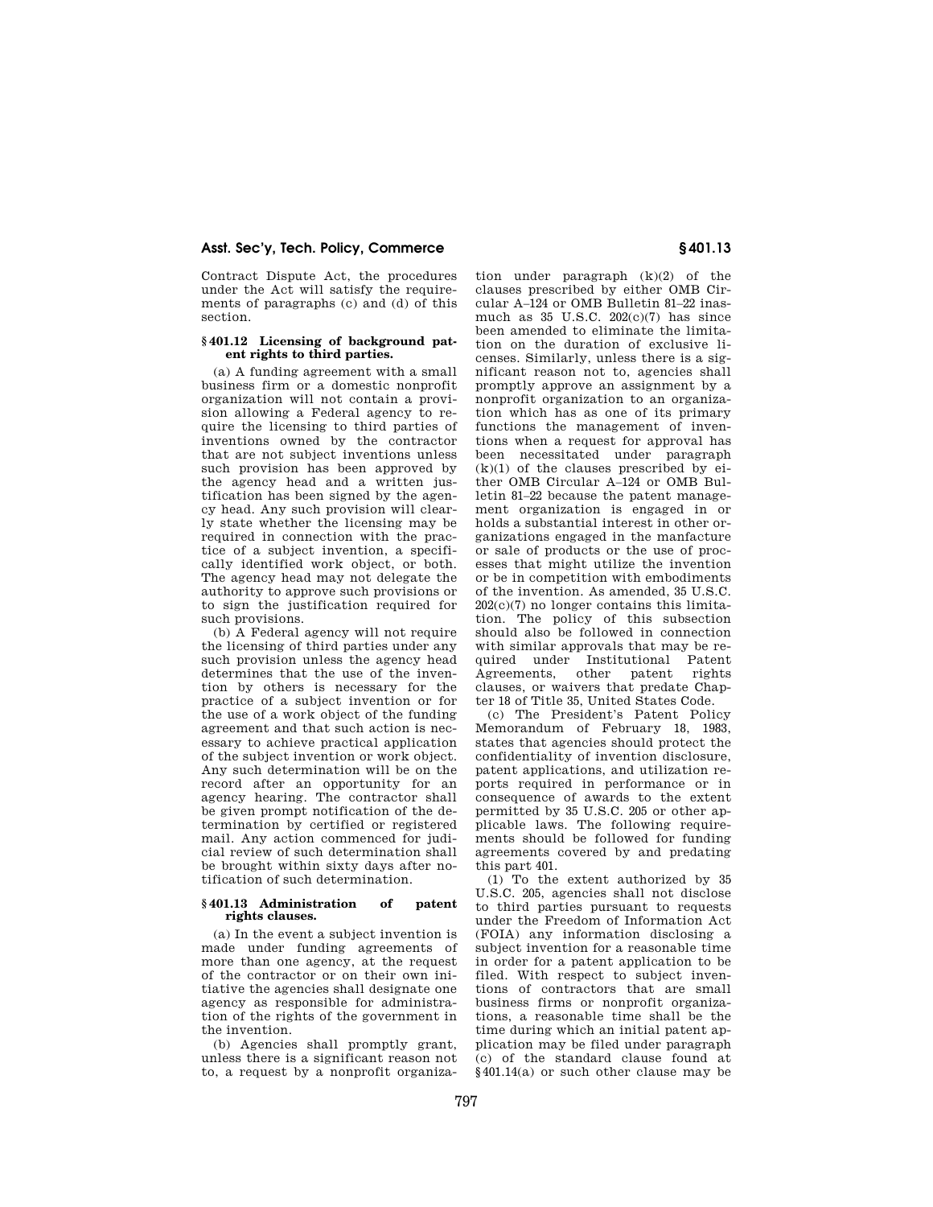Contract Dispute Act, the procedures under the Act will satisfy the requirements of paragraphs (c) and (d) of this section.

### § 401.12 Licensing of background patent rights to third parties.

(a) A funding agreement with a small business firm or a domestic nonprofit organization will not contain a provision allowing a Federal agency to require the licensing to third parties of inventions owned by the contractor that are not subject inventions unless such provision has been approved by the agency head and a written justification has been signed by the agency head. Any such provision will clearly state whether the licensing may be required in connection with the practice of a subject invention, a specifically identified work object, or both. The agency head may not delegate the authority to approve such provisions or to sign the justification required for such provisions.

(b) A Federal agency will not require the licensing of third parties under any such provision unless the agency head determines that the use of the invention by others is necessary for the practice of a subject invention or for the use of a work object of the funding agreement and that such action is necessary to achieve practical application of the subject invention or work object. Any such determination will be on the record after an opportunity for an agency hearing. The contractor shall be given prompt notification of the determination by certified or registered mail. Any action commenced for judicial review of such determination shall be brought within sixty days after notification of such determination.

### § 401.13 Administration of patent rights clauses.

(a) In the event a subject invention is made under funding agreements of more than one agency, at the request of the contractor or on their own initiative the agencies shall designate one agency as responsible for administration of the rights of the government in the invention.

(b) Agencies shall promptly grant, unless there is a significant reason not to, a request by a nonprofit organization under paragraph (k)(2) of the clauses prescribed by either OMB Circular A–124 or OMB Bulletin 81–22 inasmuch as 35 U.S.C. 202(c)(7) has since been amended to eliminate the limitation on the duration of exclusive licenses. Similarly, unless there is a significant reason not to, agencies shall promptly approve an assignment by a nonprofit organization to an organization which has as one of its primary functions the management of inventions when a request for approval has been necessitated under paragraph (k)(1) of the clauses prescribed by either OMB Circular A–124 or OMB Bulletin 81–22 because the patent management organization is engaged in or holds a substantial interest in other organizations engaged in the manfacture or sale of products or the use of processes that might utilize the invention or be in competition with embodiments of the invention. As amended, 35 U.S.C. 202(c)(7) no longer contains this limitation. The policy of this subsection should also be followed in connection with similar approvals that may be required under Institutional Patent Agreements, other patent rights clauses, or waivers that predate Chapter 18 of Title 35, United States Code.

(c) The President's Patent Policy Memorandum of February 18, 1983, states that agencies should protect the confidentiality of invention disclosure, patent applications, and utilization reports required in performance or in consequence of awards to the extent permitted by 35 U.S.C. 205 or other applicable laws. The following requirements should be followed for funding agreements covered by and predating this part 401.

(1) To the extent authorized by 35 U.S.C. 205, agencies shall not disclose to third parties pursuant to requests under the Freedom of Information Act (FOIA) any information disclosing a subject invention for a reasonable time in order for a patent application to be filed. With respect to subject inventions of contractors that are small business firms or nonprofit organizations, a reasonable time shall be the time during which an initial patent application may be filed under paragraph (c) of the standard clause found at § 401.14(a) or such other clause may be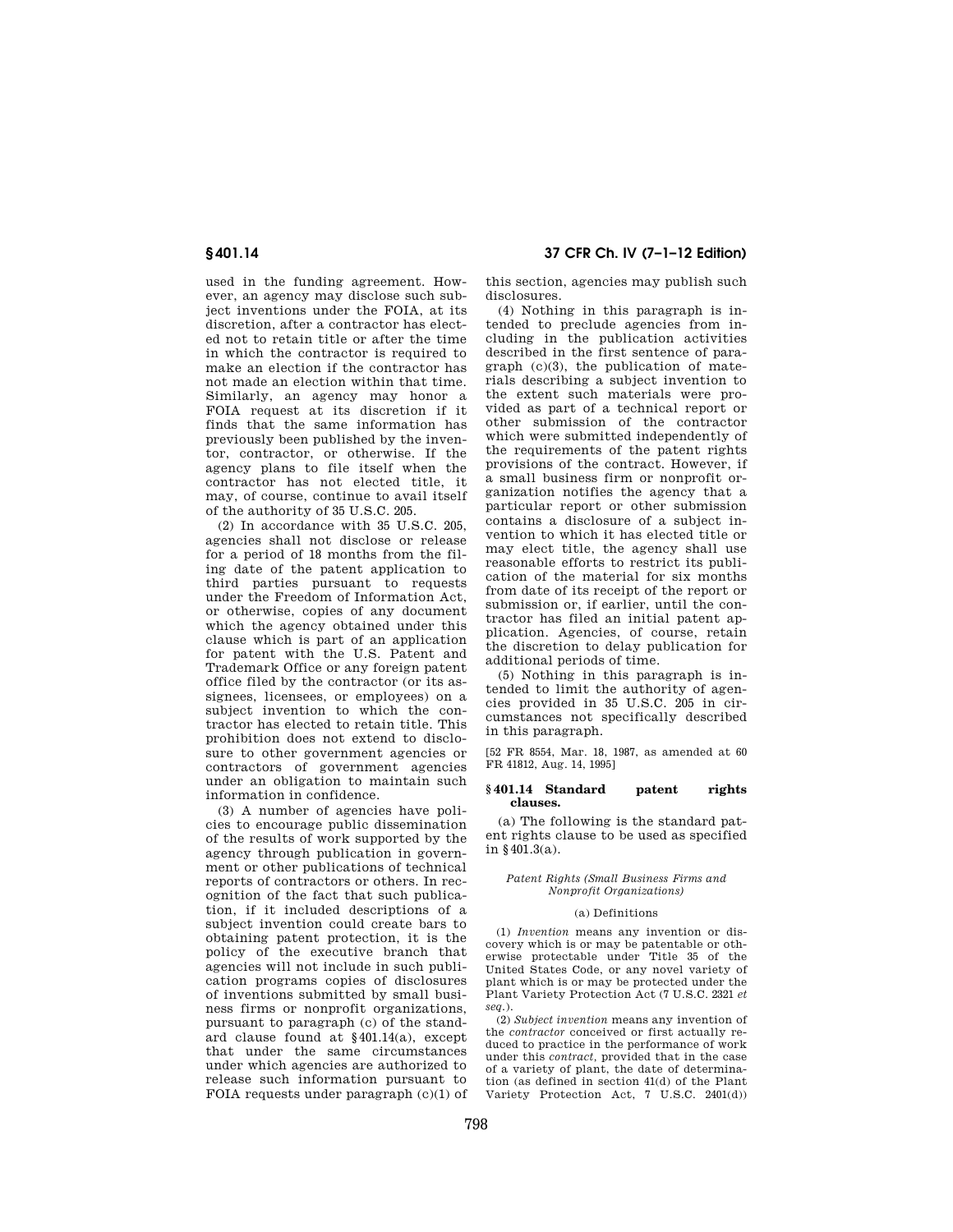used in the funding agreement. However, an agency may disclose such subject inventions under the FOIA, at its discretion, after a contractor has elected not to retain title or after the time in which the contractor is required to make an election if the contractor has not made an election within that time. Similarly, an agency may honor a FOIA request at its discretion if it finds that the same information has previously been published by the inventor, contractor, or otherwise. If the agency plans to file itself when the contractor has not elected title, it may, of course, continue to avail itself of the authority of 35 U.S.C. 205.

(2) In accordance with 35 U.S.C. 205, agencies shall not disclose or release for a period of 18 months from the filing date of the patent application to third parties pursuant to requests under the Freedom of Information Act, or otherwise, copies of any document which the agency obtained under this clause which is part of an application for patent with the U.S. Patent and Trademark Office or any foreign patent office filed by the contractor (or its assignees, licensees, or employees) on a subject invention to which the contractor has elected to retain title. This prohibition does not extend to disclosure to other government agencies or contractors of government agencies under an obligation to maintain such information in confidence.

(3) A number of agencies have policies to encourage public dissemination of the results of work supported by the agency through publication in government or other publications of technical reports of contractors or others. In recognition of the fact that such publication, if it included descriptions of a subject invention could create bars to obtaining patent protection, it is the policy of the executive branch that agencies will not include in such publication programs copies of disclosures of inventions submitted by small business firms or nonprofit organizations, pursuant to paragraph (c) of the standard clause found at §401.14(a), except that under the same circumstances under which agencies are authorized to release such information pursuant to FOIA requests under paragraph (c)(1) of this section, agencies may publish such disclosures.

(4) Nothing in this paragraph is intended to preclude agencies from including in the publication activities described in the first sentence of paragraph (c)(3), the publication of materials describing a subject invention to the extent such materials were provided as part of a technical report or other submission of the contractor which were submitted independently of the requirements of the patent rights provisions of the contract. However, if a small business firm or nonprofit organization notifies the agency that a particular report or other submission contains a disclosure of a subject invention to which it has elected title or may elect title, the agency shall use reasonable efforts to restrict its publication of the material for six months from date of its receipt of the report or submission or, if earlier, until the contractor has filed an initial patent application. Agencies, of course, retain the discretion to delay publication for additional periods of time.

(5) Nothing in this paragraph is intended to limit the authority of agencies provided in 35 U.S.C. 205 in circumstances not specifically described in this paragraph.

[52 FR 8554, Mar. 18, 1987, as amended at 60 FR 41812, Aug. 14, 1995]

## §401.14 Standard patent rights clauses.

(a) The following is the standard patent rights clause to be used as specified in §401.3(a).

*Patent Rights (Small Business Firms and Nonprofit Organizations)*

(a) Definitions

(1) *Invention* means any invention or discovery which is or may be patentable or otherwise protectable under Title 35 of the United States Code, or any novel variety of plant which is or may be protected under the Plant Variety Protection Act (7 U.S.C. 2321 *et seq.*).

(2) *Subject invention* means any invention of the *contractor* conceived or first actually reduced to practice in the performance of work under this *contract*, provided that in the case of a variety of plant, the date of determination (as defined in section 41(d) of the Plant Variety Protection Act, 7 U.S.C. 2401(d))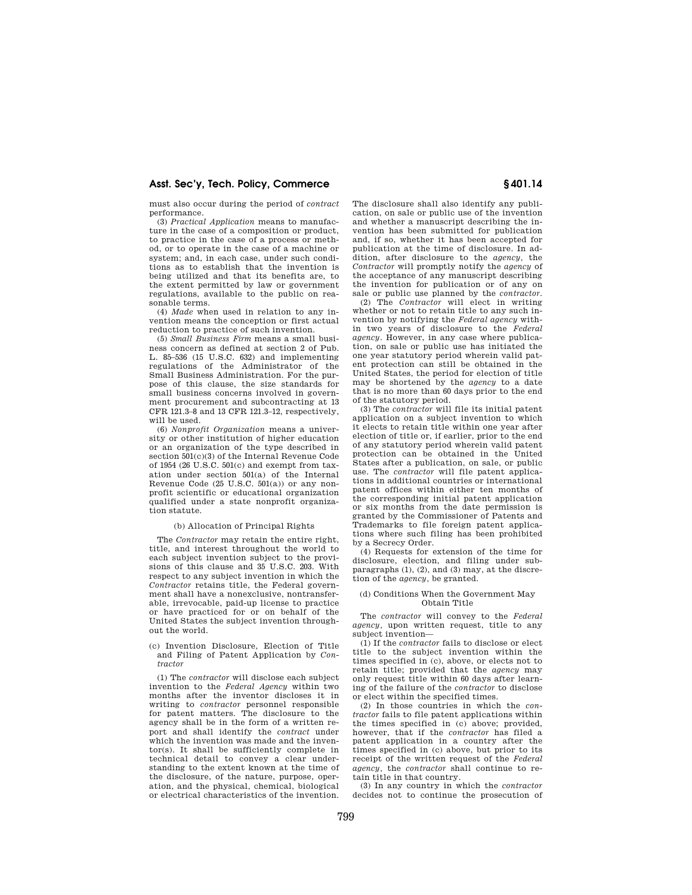must also occur during the period of *contract* performance.

(3) *Practical Application* means to manufacture in the case of a composition or product, to practice in the case of a process or method, or to operate in the case of a machine or system; and, in each case, under such conditions as to establish that the invention is being utilized and that its benefits are, to the extent permitted by law or government regulations, available to the public on reasonable terms.

(4) *Made* when used in relation to any invention means the conception or first actual reduction to practice of such invention.

(5) *Small Business Firm* means a small business concern as defined at section 2 of Pub. L. 85–536 (15 U.S.C. 632) and implementing regulations of the Administrator of the Small Business Administration. For the purpose of this clause, the size standards for small business concerns involved in government procurement and subcontracting at 13 CFR 121.3–8 and 13 CFR 121.3–12, respectively, will be used.

(6) *Nonprofit Organization* means a university or other institution of higher education or an organization of the type described in section 501(c)(3) of the Internal Revenue Code of 1954 (26 U.S.C. 501(c) and exempt from taxation under section 501(a) of the Internal Revenue Code (25 U.S.C. 501(a)) or any nonprofit scientific or educational organization qualified under a state nonprofit organization statute.

(b) Allocation of Principal Rights

The *Contractor* may retain the entire right, title, and interest throughout the world to each subject invention subject to the provisions of this clause and 35 U.S.C. 203. With respect to any subject invention in which the *Contractor* retains title, the Federal government shall have a nonexclusive, nontransferable, irrevocable, paid-up license to practice or have practiced for or on behalf of the United States the subject invention throughout the world.

(c) Invention Disclosure, Election of Title and Filing of Patent Application by *Contractor*

(1) The *contractor* will disclose each subject invention to the *Federal Agency* within two months after the inventor discloses it in writing to *contractor* personnel responsible for patent matters. The disclosure to the agency shall be in the form of a written report and shall identify the *contract* under which the invention was made and the inventor(s). It shall be sufficiently complete in technical detail to convey a clear understanding to the extent known at the time of the disclosure, of the nature, purpose, operation, and the physical, chemical, biological or electrical characteristics of the invention. The disclosure shall also identify any publication, on sale or public use of the invention and whether a manuscript describing the invention has been submitted for publication and, if so, whether it has been accepted for publication at the time of disclosure. In addition, after disclosure to the *agency*, the *Contractor* will promptly notify the *agency* of the acceptance of any manuscript describing the invention for publication or of any on sale or public use planned by the *contractor*.

(2) The *Contractor* will elect in writing whether or not to retain title to any such invention by notifying the *Federal agency* within two years of disclosure to the *Federal agency*. However, in any case where publication, on sale or public use has initiated the one year statutory period wherein valid patent protection can still be obtained in the United States, the period for election of title may be shortened by the *agency* to a date that is no more than 60 days prior to the end of the statutory period.

(3) The *contractor* will file its initial patent application on a subject invention to which it elects to retain title within one year after election of title or, if earlier, prior to the end of any statutory period wherein valid patent protection can be obtained in the United States after a publication, on sale, or public use. The *contractor* will file patent applications in additional countries or international patent offices within either ten months of the corresponding initial patent application or six months from the date permission is granted by the Commissioner of Patents and Trademarks to file foreign patent applications where such filing has been prohibited by a Secrecy Order.

(4) Requests for extension of the time for disclosure, election, and filing under subparagraphs (1), (2), and (3) may, at the discretion of the *agency*, be granted.

(d) Conditions When the Government May Obtain Title

The *contractor* will convey to the *Federal agency*, upon written request, title to any subject invention—

(1) If the *contractor* fails to disclose or elect title to the subject invention within the times specified in (c), above, or elects not to retain title; provided that the *agency* may only request title within 60 days after learning of the failure of the *contractor* to disclose or elect within the specified times.

(2) In those countries in which the *contractor* fails to file patent applications within the times specified in (c) above; provided, however, that if the *contractor* has filed a patent application in a country after the times specified in (c) above, but prior to its receipt of the written request of the *Federal agency*, the *contractor* shall continue to retain title in that country.

(3) In any country in which the *contractor* decides not to continue the prosecution of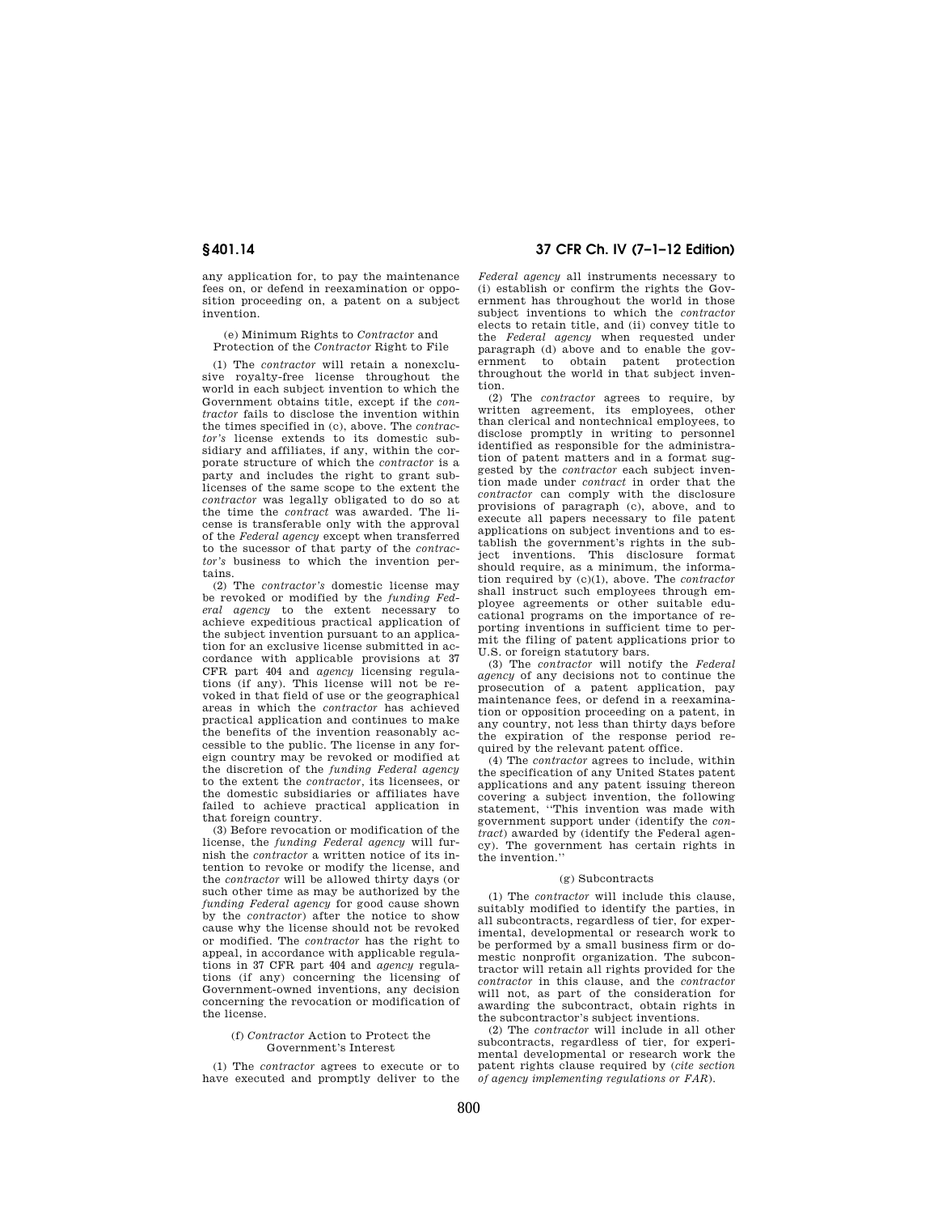any application for, to pay the maintenance fees on, or defend in reexamination or opposition proceeding on, a patent on a subject invention.

(e) Minimum Rights to *Contractor* and Protection of the *Contractor* Right to File

(1) The *contractor* will retain a nonexclusive royalty-free license throughout the world in each subject invention to which the Government obtains title, except if the *contractor* fails to disclose the invention within the times specified in (c), above. The *contractor's* license extends to its domestic subsidiary and affiliates, if any, within the corporate structure of which the *contractor* is a party and includes the right to grant sublicenses of the same scope to the extent the *contractor* was legally obligated to do so at the time the *contract* was awarded. The license is transferable only with the approval of the *Federal agency* except when transferred to the sucessor of that party of the *contractor's* business to which the invention pertains.

(2) The *contractor's* domestic license may be revoked or modified by the *funding Federal agency* to the extent necessary to achieve expeditious practical application of the subject invention pursuant to an application for an exclusive license submitted in accordance with applicable provisions at 37 CFR part 404 and *agency* licensing regulations (if any). This license will not be revoked in that field of use or the geographical areas in which the *contractor* has achieved practical application and continues to make the benefits of the invention reasonably accessible to the public. The license in any foreign country may be revoked or modified at the discretion of the *funding Federal agency* to the extent the *contractor*, its licensees, or the domestic subsidiaries or affiliates have failed to achieve practical application in that foreign country.

(3) Before revocation or modification of the license, the *funding Federal agency* will furnish the *contractor* a written notice of its intention to revoke or modify the license, and the *contractor* will be allowed thirty days (or such other time as may be authorized by the *funding Federal agency* for good cause shown by the *contractor*) after the notice to show cause why the license should not be revoked or modified. The *contractor* has the right to appeal, in accordance with applicable regulations in 37 CFR part 404 and *agency* regulations (if any) concerning the licensing of Government-owned inventions, any decision concerning the revocation or modification of the license.

(f) *Contractor* Action to Protect the Government's Interest

(1) The *contractor* agrees to execute or to have executed and promptly deliver to the *Federal agency* all instruments necessary to (i) establish or confirm the rights the Government has throughout the world in those subject inventions to which the *contractor* elects to retain title, and (ii) convey title to the *Federal agency* when requested under paragraph (d) above and to enable the government to obtain patent protection throughout the world in that subject invention.

(2) The *contractor* agrees to require, by written agreement, its employees, other than clerical and nontechnical employees, to disclose promptly in writing to personnel identified as responsible for the administration of patent matters and in a format suggested by the *contractor* each subject invention made under *contract* in order that the *contractor* can comply with the disclosure provisions of paragraph (c), above, and to execute all papers necessary to file patent applications on subject inventions and to establish the government's rights in the subject inventions. This disclosure format should require, as a minimum, the information required by (c)(1), above. The *contractor* shall instruct such employees through employee agreements or other suitable educational programs on the importance of reporting inventions in sufficient time to permit the filing of patent applications prior to U.S. or foreign statutory bars.

(3) The *contractor* will notify the *Federal agency* of any decisions not to continue the prosecution of a patent application, pay maintenance fees, or defend in a reexamination or opposition proceeding on a patent, in any country, not less than thirty days before the expiration of the response period required by the relevant patent office.

(4) The *contractor* agrees to include, within the specification of any United States patent applications and any patent issuing thereon covering a subject invention, the following statement, "This invention was made with government support under (identify the *contract*) awarded by (identify the Federal agency). The government has certain rights in the invention."

(g) Subcontracts

(1) The *contractor* will include this clause, suitably modified to identify the parties, in all subcontracts, regardless of tier, for experimental, developmental or research work to be performed by a small business firm or domestic nonprofit organization. The subcontractor will retain all rights provided for the *contractor* in this clause, and the *contractor* will not, as part of the consideration for awarding the subcontract, obtain rights in the subcontractor's subject inventions.

(2) The *contractor* will include in all other subcontracts, regardless of tier, for experimental developmental or research work the patent rights clause required by (*cite section of agency implementing regulations or FAR*).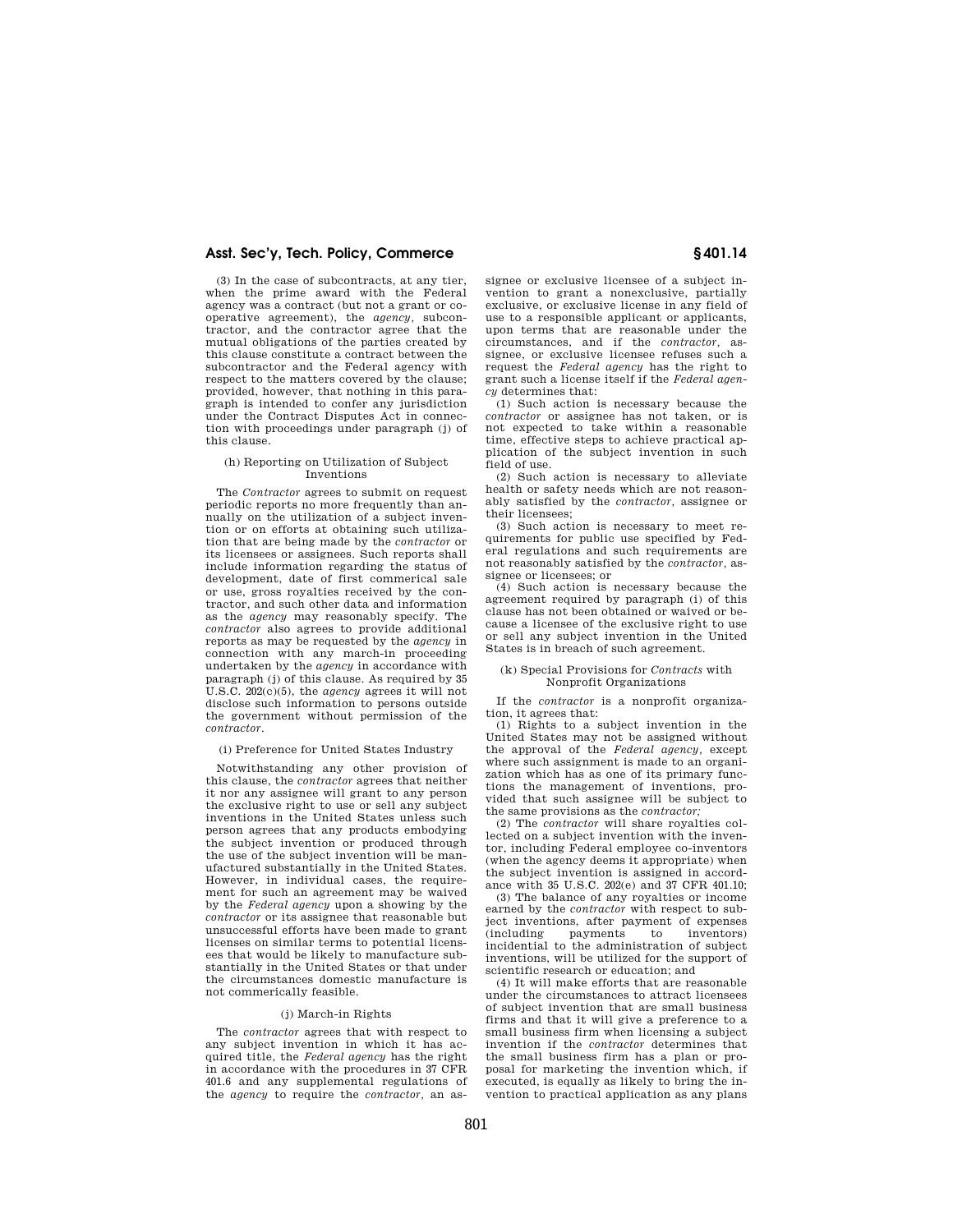(3) In the case of subcontracts, at any tier, when the prime award with the Federal agency was a contract (but not a grant or cooperative agreement), the *agency*, subcontractor, and the contractor agree that the mutual obligations of the parties created by this clause constitute a contract between the subcontractor and the Federal agency with respect to the matters covered by the clause; provided, however, that nothing in this paragraph is intended to confer any jurisdiction under the Contract Disputes Act in connection with proceedings under paragraph (j) of this clause.

### (h) Reporting on Utilization of Subject Inventions

The *Contractor* agrees to submit on request periodic reports no more frequently than annually on the utilization of a subject invention or on efforts at obtaining such utilization that are being made by the *contractor* or its licensees or assignees. Such reports shall include information regarding the status of development, date of first commerical sale or use, gross royalties received by the contractor, and such other data and information as the *agency* may reasonably specify. The *contractor* also agrees to provide additional reports as may be requested by the *agency* in connection with any march-in proceeding undertaken by the *agency* in accordance with paragraph (j) of this clause. As required by 35 U.S.C. 202(c)(5), the *agency* agrees it will not disclose such information to persons outside the government without permission of the *contractor*.

### (i) Preference for United States Industry

Notwithstanding any other provision of this clause, the *contractor* agrees that neither it nor any assignee will grant to any person the exclusive right to use or sell any subject inventions in the United States unless such person agrees that any products embodying the subject invention or produced through the use of the subject invention will be manufactured substantially in the United States. However, in individual cases, the requirement for such an agreement may be waived by the *Federal agency* upon a showing by the *contractor* or its assignee that reasonable but unsuccessful efforts have been made to grant licenses on similar terms to potential licensees that would be likely to manufacture substantially in the United States or that under the circumstances domestic manufacture is not commercially feasible.

### (j) March-in Rights

The *contractor* agrees that with respect to any subject invention in which it has acquired title, the *Federal agency* has the right in accordance with the procedures in 37 CFR 401.6 and any supplemental regulations of the *agency* to require the *contractor*, an assignee or exclusive licensee of a subject invention to grant a nonexclusive, partially exclusive, or exclusive license in any field of use to a responsible applicant or applicants, upon terms that are reasonable under the circumstances, and if the *contractor*, assignee, or exclusive licensee refuses such a request the *Federal agency* has the right to grant such a license itself if the *Federal agency* determines that:

(1) Such action is necessary because the *contractor* or assignee has not taken, or is not expected to take within a reasonable time, effective steps to achieve practical application of the subject invention in such field of use.

(2) Such action is necessary to alleviate health or safety needs which are not reasonably satisfied by the *contractor*, assignee or their licensees;

(3) Such action is necessary to meet requirements for public use specified by Federal regulations and such requirements are not reasonably satisfied by the *contractor*, assignee or licensees; or

(4) Such action is necessary because the agreement required by paragraph (i) of this clause has not been obtained or waived or because a licensee of the exclusive right to use or sell any subject invention in the United States is in breach of such agreement.

### (k) Special Provisions for *Contracts* with Nonprofit Organizations

If the *contractor* is a nonprofit organization, it agrees that:

(1) Rights to a subject invention in the United States may not be assigned without the approval of the *Federal agency*, except where such assignment is made to an organization which has as one of its primary functions the management of inventions, provided that such assignee will be subject to the same provisions as the *contractor;*

(2) The *contractor* will share royalties collected on a subject invention with the inventor, including Federal employee co-inventors (when the agency deems it appropriate) when the subject invention is assigned in accordance with 35 U.S.C. 202(e) and 37 CFR 401.10;

(3) The balance of any royalties or income earned by the *contractor* with respect to subject inventions, after payment of expenses (including payments to inventors) incidential to the administration of subject inventions, will be utilized for the support of scientific research or education; and

(4) It will make efforts that are reasonable under the circumstances to attract licensees of subject invention that are small business firms and that it will give a preference to a small business firm when licensing a subject invention if the *contractor* determines that the small business firm has a plan or proposal for marketing the invention which, if executed, is equally as likely to bring the invention to practical application as any plans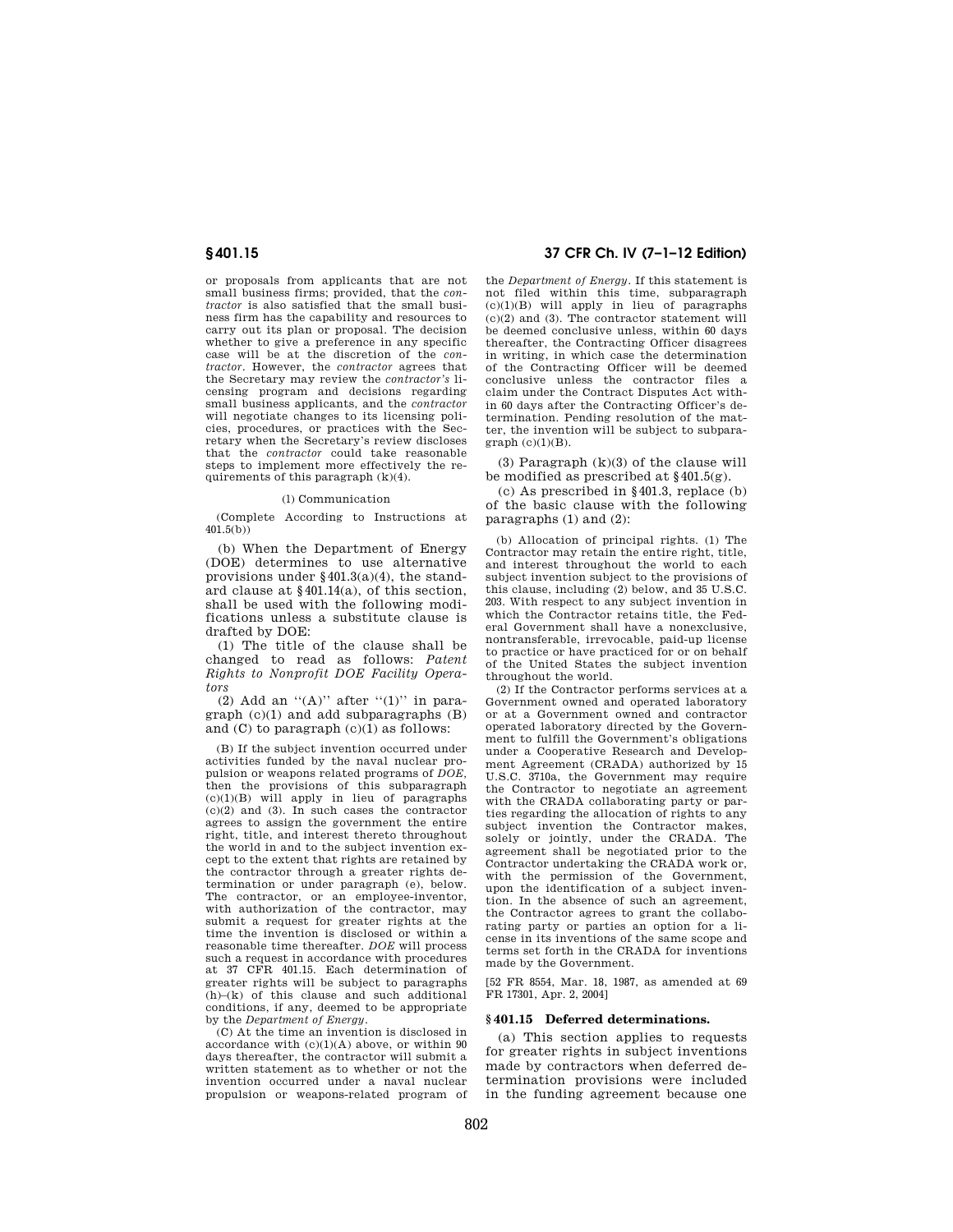or proposals from applicants that are not small business firms; provided, that the *contractor* is also satisfied that the small business firm has the capability and resources to carry out its plan or proposal. The decision whether to give a preference in any specific case will be at the discretion of the *contractor*. However, the *contractor* agrees that the Secretary may review the *contractor's* licensing program and decisions regarding small business applicants, and the *contractor* will negotiate changes to its licensing policies, procedures, or practices with the Secretary when the Secretary's review discloses that the *contractor* could take reasonable steps to implement more effectively the requirements of this paragraph (k)(4).

(l) Communication

(Complete According to Instructions at 401.5(b))

(b) When the Department of Energy (DOE) determines to use alternative provisions under §401.3(a)(4), the standard clause at §401.14(a), of this section, shall be used with the following modifications unless a substitute clause is drafted by DOE:

(1) The title of the clause shall be changed to read as follows: *Patent Rights to Nonprofit DOE Facility Operators*

(2) Add an ''(A)'' after ''(1)'' in paragraph (c)(1) and add subparagraphs (B) and (C) to paragraph (c)(1) as follows:

(B) If the subject invention occurred under activities funded by the naval nuclear propulsion or weapons related programs of *DOE*, then the provisions of this subparagraph (c)(1)(B) will apply in lieu of paragraphs (c)(2) and (3). In such cases the contractor agrees to assign the government the entire right, title, and interest thereto throughout the world in and to the subject invention except to the extent that rights are retained by the contractor through a greater rights determination or under paragraph (e), below. The contractor, or an employee-inventor, with authorization of the contractor, may submit a request for greater rights at the time the invention is disclosed or within a reasonable time thereafter. *DOE* will process such a request in accordance with procedures at 37 CFR 401.15. Each determination of greater rights will be subject to paragraphs (h)–(k) of this clause and such additional conditions, if any, deemed to be appropriate by the *Department of Energy*.

(C) At the time an invention is disclosed in accordance with (c)(1)(A) above, or within 90 days thereafter, the contractor will submit a written statement as to whether or not the invention occurred under a naval nuclear propulsion or weapons-related program of the *Department of Energy*. If this statement is not filed within this time, subparagraph (c)(1)(B) will apply in lieu of paragraphs (c)(2) and (3). The contractor statement will be deemed conclusive unless, within 60 days thereafter, the Contracting Officer disagrees in writing, in which case the determination of the Contracting Officer will be deemed conclusive unless the contractor files a claim under the Contract Disputes Act within 60 days after the Contracting Officer's determination. Pending resolution of the matter, the invention will be subject to subparagraph (c)(1)(B).

(3) Paragraph (k)(3) of the clause will be modified as prescribed at §401.5(g).

(c) As prescribed in §401.3, replace (b) of the basic clause with the following paragraphs (1) and (2):

(b) Allocation of principal rights. (1) The Contractor may retain the entire right, title, and interest throughout the world to each subject invention subject to the provisions of this clause, including (2) below, and 35 U.S.C. 203. With respect to any subject invention in which the Contractor retains title, the Federal Government shall have a nonexclusive, nontransferable, irrevocable, paid-up license to practice or have practiced for or on behalf of the United States the subject invention throughout the world.

(2) If the Contractor performs services at a Government owned and operated laboratory or at a Government owned and contractor operated laboratory directed by the Government to fulfill the Government's obligations under a Cooperative Research and Development Agreement (CRADA) authorized by 15 U.S.C. 3710a, the Government may require the Contractor to negotiate an agreement with the CRADA collaborating party or parties regarding the allocation of rights to any subject invention the Contractor makes, solely or jointly, under the CRADA. The agreement shall be negotiated prior to the Contractor undertaking the CRADA work or, with the permission of the Government, upon the identification of a subject invention. In the absence of such an agreement, the Contractor agrees to grant the collaborating party or parties an option for a license in its inventions of the same scope and terms set forth in the CRADA for inventions made by the Government.

[52 FR 8554, Mar. 18, 1987, as amended at 69 FR 17301, Apr. 2, 2004]

## §401.15 Deferred determinations.

(a) This section applies to requests for greater rights in subject inventions made by contractors when deferred determination provisions were included in the funding agreement because one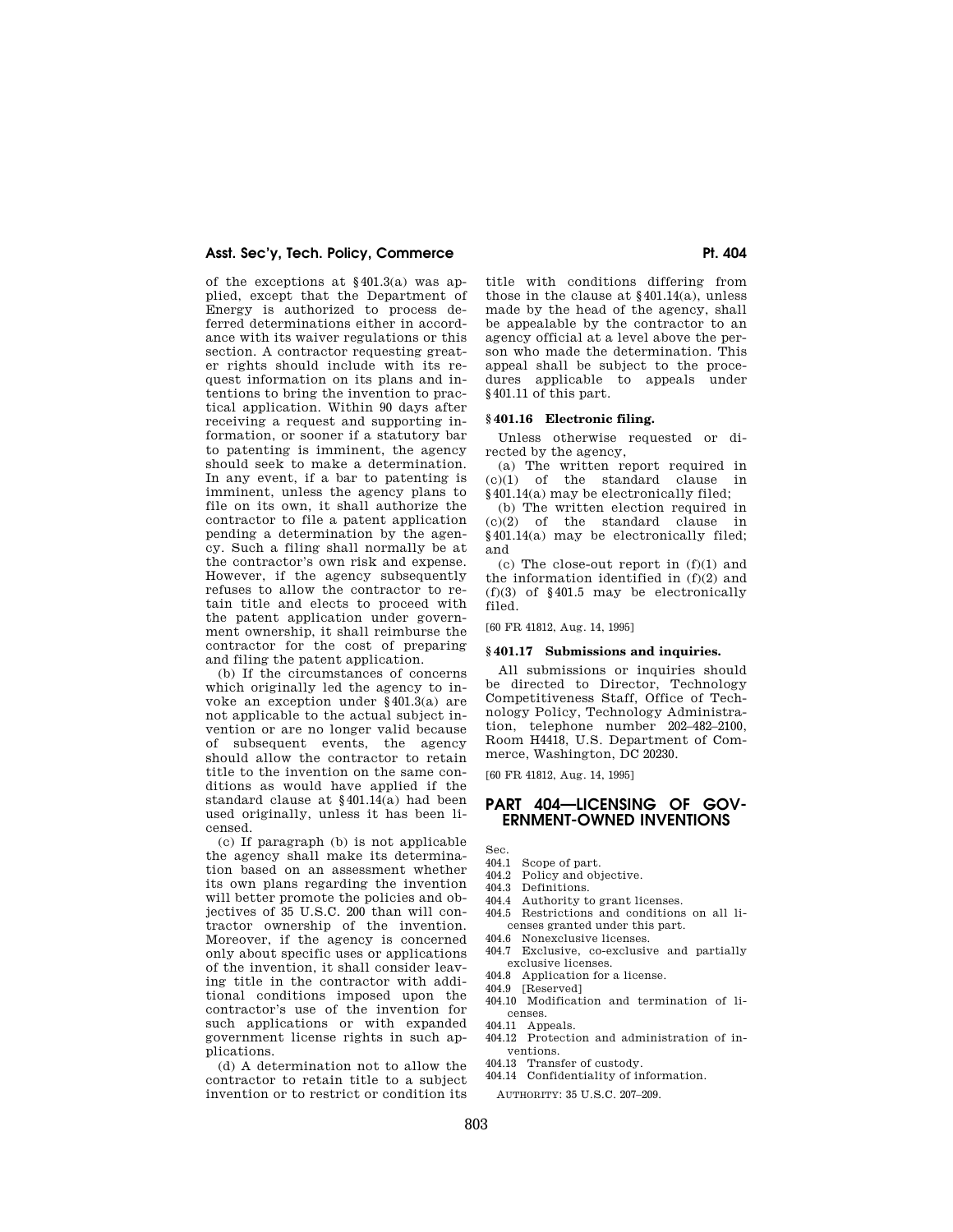of the exceptions at §401.3(a) was applied, except that the Department of Energy is authorized to process deferred determinations either in accordance with its waiver regulations or this section. A contractor requesting greater rights should include with its request information on its plans and intentions to bring the invention to practical application. Within 90 days after receiving a request and supporting information, or sooner if a statutory bar to patenting is imminent, the agency should seek to make a determination. In any event, if a bar to patenting is imminent, unless the agency plans to file on its own, it shall authorize the contractor to file a patent application pending a determination by the agency. Such a filing shall normally be at the contractor's own risk and expense. However, if the agency subsequently refuses to allow the contractor to retain title and elects to proceed with the patent application under government ownership, it shall reimburse the contractor for the cost of preparing and filing the patent application.

(b) If the circumstances of concerns which originally led the agency to invoke an exception under §401.3(a) are not applicable to the actual subject invention or are no longer valid because of subsequent events, the agency should allow the contractor to retain title to the invention on the same conditions as would have applied if the standard clause at §401.14(a) had been used originally, unless it has been licensed.

(c) If paragraph (b) is not applicable the agency shall make its determination based on an assessment whether its own plans regarding the invention will better promote the policies and objectives of 35 U.S.C. 200 than will contractor ownership of the invention. Moreover, if the agency is concerned only about specific uses or applications of the invention, it shall consider leaving title in the contractor with additional conditions imposed upon the contractor's use of the invention for such applications or with expanded government license rights in such applications.

(d) A determination not to allow the contractor to retain title to a subject invention or to restrict or condition its title with conditions differing from those in the clause at §401.14(a), unless made by the head of the agency, shall be appealable by the contractor to an agency official at a level above the person who made the determination. This appeal shall be subject to the procedures applicable to appeals under §401.11 of this part.

### §401.16 Electronic filing.

Unless otherwise requested or directed by the agency,

(a) The written report required in (c)(1) of the standard clause in §401.14(a) may be electronically filed;

(b) The written election required in (c)(2) of the standard clause in §401.14(a) may be electronically filed; and

(c) The close-out report in (f)(1) and the information identified in (f)(2) and (f)(3) of §401.5 may be electronically filed.

[60 FR 41812, Aug. 14, 1995]

### §401.17 Submissions and inquiries.

All submissions or inquiries should be directed to Director, Technology Competitiveness Staff, Office of Technology Policy, Technology Administration, telephone number 202–482–2100, Room H4418, U.S. Department of Commerce, Washington, DC 20230.

[60 FR 41812, Aug. 14, 1995]

## PART 404—LICENSING OF GOVERNMENT-OWNED INVENTIONS

Sec.
404.1 Scope of part.
404.2 Policy and objective.
404.3 Definitions.
404.4 Authority to grant licenses.
404.5 Restrictions and conditions on all licenses granted under this part.
404.6 Nonexclusive licenses.
404.7 Exclusive, co-exclusive and partially exclusive licenses.
404.8 Application for a license.
404.9 [Reserved]
404.10 Modification and termination of licenses.
404.11 Appeals.
404.12 Protection and administration of inventions.
404.13 Transfer of custody.
404.14 Confidentiality of information.

AUTHORITY: 35 U.S.C. 207–209.